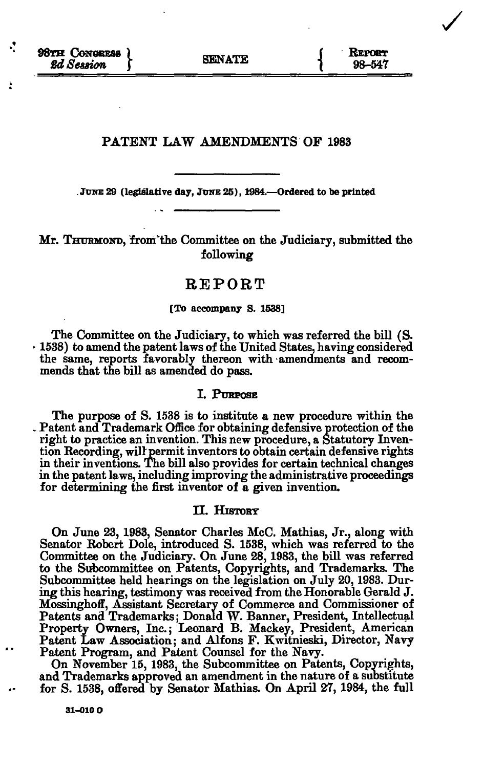98TH CONGRESS
2d Session

SENATE

REPORT
98-547

# PATENT LAW AMENDMENTS OF 1983

JUNE 29 (legislative day, JUNE 25), 1984.—Ordered to be printed

Mr. THURMOND, from the Committee on the Judiciary, submitted the following

## REPORT

[To accompany S. 1538]

The Committee on the Judiciary, to which was referred the bill (S. 1538) to amend the patent laws of the United States, having considered the same, reports favorably thereon with amendments and recommends that the bill as amended do pass.

### I. PURPOSE

The purpose of S. 1538 is to institute a new procedure within the Patent and Trademark Office for obtaining defensive protection of the right to practice an invention. This new procedure, a Statutory Invention Recording, will permit inventors to obtain certain defensive rights in their inventions. The bill also provides for certain technical changes in the patent laws, including improving the administrative proceedings for determining the first inventor of a given invention.

### II. HISTORY

On June 23, 1983, Senator Charles McC. Mathias, Jr., along with Senator Robert Dole, introduced S. 1538, which was referred to the Committee on the Judiciary. On June 28, 1983, the bill was referred to the Subcommittee on Patents, Copyrights, and Trademarks. The Subcommittee held hearings on the legislation on July 20, 1983. During this hearing, testimony was received from the Honorable Gerald J. Mossinghoff, Assistant Secretary of Commerce and Commissioner of Patents and Trademarks; Donald W. Banner, President, Intellectual Property Owners, Inc.; Leonard B. Mackey, President, American Patent Law Association; and Alfons F. Kwitnieski, Director, Navy Patent Program, and Patent Counsel for the Navy.

On November 15, 1983, the Subcommittee on Patents, Copyrights, and Trademarks approved an amendment in the nature of a substitute for S. 1538, offered by Senator Mathias. On April 27, 1984, the full

31-010 O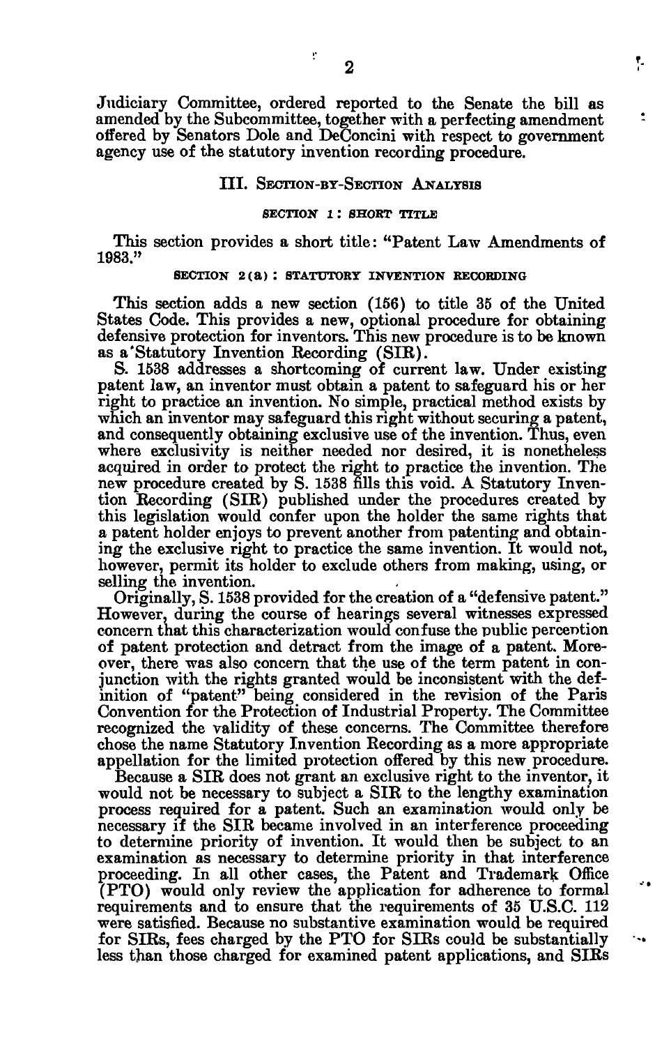Judiciary Committee, ordered reported to the Senate the bill as amended by the Subcommittee, together with a perfecting amendment offered by Senators Dole and DeConcini with respect to government agency use of the statutory invention recording procedure.

## III. Section-by-Section Analysis

### Section 1: Short Title

This section provides a short title: "Patent Law Amendments of 1983."

### Section 2(a): Statutory Invention Recording

This section adds a new section (156) to title 35 of the United States Code. This provides a new, optional procedure for obtaining defensive protection for inventors. This new procedure is to be known as a Statutory Invention Recording (SIR).

S. 1538 addresses a shortcoming of current law. Under existing patent law, an inventor must obtain a patent to safeguard his or her right to practice an invention. No simple, practical method exists by which an inventor may safeguard this right without securing a patent, and consequently obtaining exclusive use of the invention. Thus, even where exclusivity is neither needed nor desired, it is nonetheless acquired in order to protect the right to practice the invention. The new procedure created by S. 1538 fills this void. A Statutory Invention Recording (SIR) published under the procedures created by this legislation would confer upon the holder the same rights that a patent holder enjoys to prevent another from patenting and obtaining the exclusive right to practice the same invention. It would not, however, permit its holder to exclude others from making, using, or selling the invention.

Originally, S. 1538 provided for the creation of a "defensive patent." However, during the course of hearings several witnesses expressed concern that this characterization would confuse the public perception of patent protection and detract from the image of a patent. Moreover, there was also concern that the use of the term patent in conjunction with the rights granted would be inconsistent with the definition of "patent" being considered in the revision of the Paris Convention for the Protection of Industrial Property. The Committee recognized the validity of these concerns. The Committee therefore chose the name Statutory Invention Recording as a more appropriate appellation for the limited protection offered by this new procedure.

Because a SIR does not grant an exclusive right to the inventor, it would not be necessary to subject a SIR to the lengthy examination process required for a patent. Such an examination would only be necessary if the SIR became involved in an interference proceeding to determine priority of invention. It would then be subject to an examination as necessary to determine priority in that interference proceeding. In all other cases, the Patent and Trademark Office (PTO) would only review the application for adherence to formal requirements and to ensure that the requirements of 35 U.S.C. 112 were satisfied. Because no substantive examination would be required for SIRs, fees charged by the PTO for SIRs could be substantially less than those charged for examined patent applications, and SIRs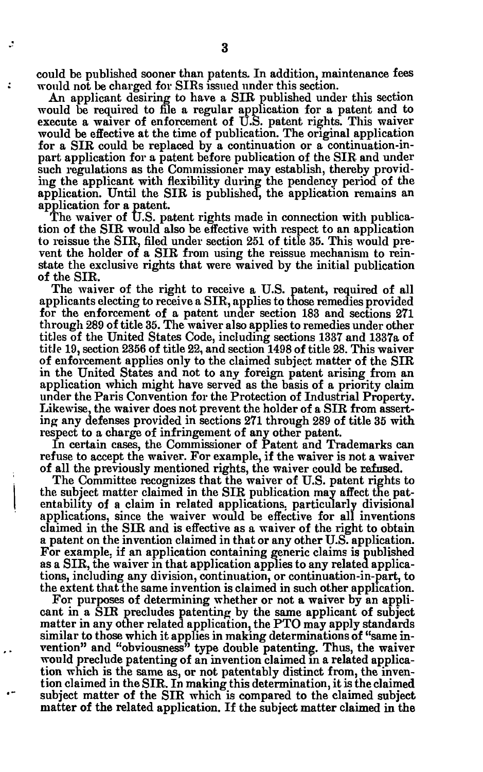could be published sooner than patents. In addition, maintenance fees would not be charged for SIRs issued under this section.

An applicant desiring to have a SIR published under this section would be required to file a regular application for a patent and to execute a waiver of enforcement of U.S. patent rights. This waiver would be effective at the time of publication. The original application for a SIR could be replaced by a continuation or a continuation-in-part application for a patent before publication of the SIR and under such regulations as the Commissioner may establish, thereby providing the applicant with flexibility during the pendency period of the application. Until the SIR is published, the application remains an application for a patent.

The waiver of U.S. patent rights made in connection with publication of the SIR would also be effective with respect to an application to reissue the SIR, filed under section 251 of title 35. This would prevent the holder of a SIR from using the reissue mechanism to reinstate the exclusive rights that were waived by the initial publication of the SIR.

The waiver of the right to receive a U.S. patent, required of all applicants electing to receive a SIR, applies to those remedies provided for the enforcement of a patent under section 183 and sections 271 through 289 of title 35. The waiver also applies to remedies under other titles of the United States Code, including sections 1337 and 1337a of title 19, section 2356 of title 22, and section 1498 of title 28. This waiver of enforcement applies only to the claimed subject matter of the SIR in the United States and not to any foreign patent arising from an application which might have served as the basis of a priority claim under the Paris Convention for the Protection of Industrial Property. Likewise, the waiver does not prevent the holder of a SIR from asserting any defenses provided in sections 271 through 289 of title 35 with respect to a charge of infringement of any other patent.

In certain cases, the Commissioner of Patent and Trademarks can refuse to accept the waiver. For example, if the waiver is not a waiver of all the previously mentioned rights, the waiver could be refused.

The Committee recognizes that the waiver of U.S. patent rights to the subject matter claimed in the SIR publication may affect the patentability of a claim in related applications, particularly divisional applications, since the waiver would be effective for all inventions claimed in the SIR and is effective as a waiver of the right to obtain a patent on the invention claimed in that or any other U.S. application. For example, if an application containing generic claims is published as a SIR, the waiver in that application applies to any related applications, including any division, continuation, or continuation-in-part, to the extent that the same invention is claimed in such other application.

For purposes of determining whether or not a waiver by an applicant in a SIR precludes patenting by the same applicant of subject matter in any other related application, the PTO may apply standards similar to those which it applies in making determinations of "same invention" and "obviousness" type double patenting. Thus, the waiver would preclude patenting of an invention claimed in a related application which is the same as, or not patentably distinct from, the invention claimed in the SIR. In making this determination, it is the claimed subject matter of the SIR which is compared to the claimed subject matter of the related application. If the subject matter claimed in the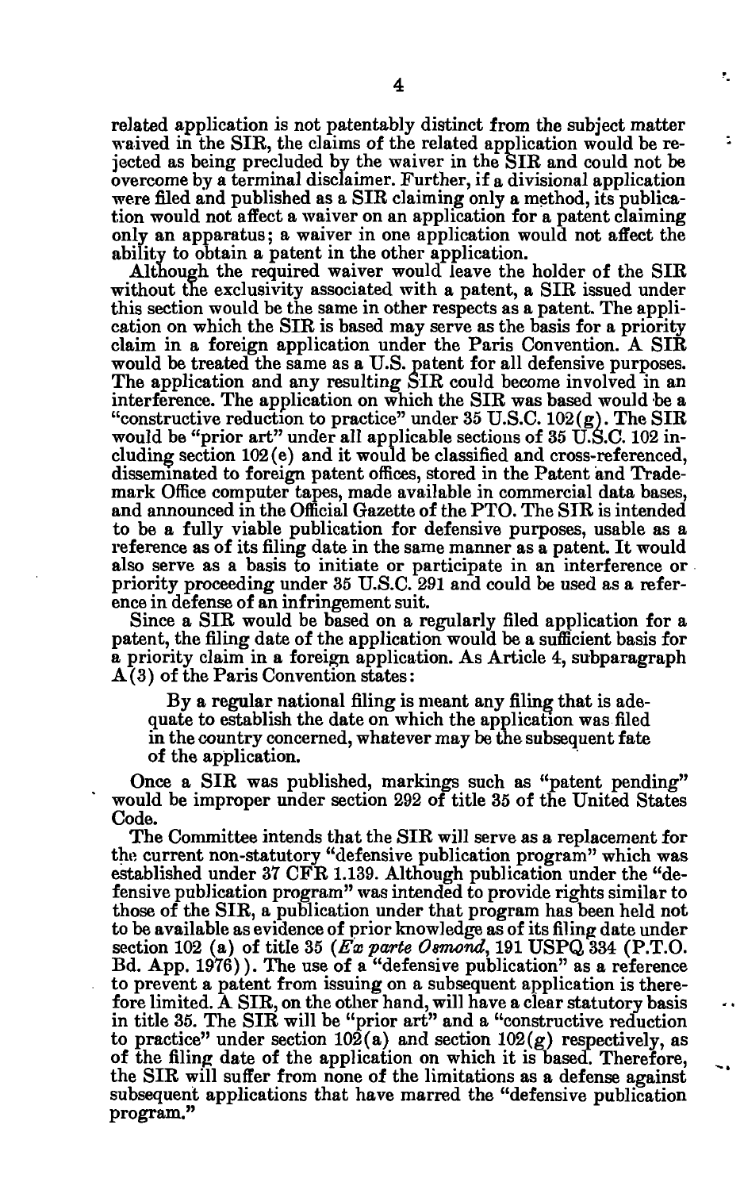related application is not patentably distinct from the subject matter waived in the SIR, the claims of the related application would be rejected as being precluded by the waiver in the SIR and could not be overcome by a terminal disclaimer. Further, if a divisional application were filed and published as a SIR claiming only a method, its publication would not affect a waiver on an application for a patent claiming only an apparatus; a waiver in one application would not affect the ability to obtain a patent in the other application.

Although the required waiver would leave the holder of the SIR without the exclusivity associated with a patent, a SIR issued under this section would be the same in other respects as a patent. The application on which the SIR is based may serve as the basis for a priority claim in a foreign application under the Paris Convention. A SIR would be treated the same as a U.S. patent for all defensive purposes. The application and any resulting SIR could become involved in an interference. The application on which the SIR was based would be a "constructive reduction to practice" under 35 U.S.C. 102(g). The SIR would be "prior art" under all applicable sections of 35 U.S.C. 102 including section 102(e) and it would be classified and cross-referenced, disseminated to foreign patent offices, stored in the Patent and Trademark Office computer tapes, made available in commercial data bases, and announced in the Official Gazette of the PTO. The SIR is intended to be a fully viable publication for defensive purposes, usable as a reference as of its filing date in the same manner as a patent. It would also serve as a basis to initiate or participate in an interference or priority proceeding under 35 U.S.C. 291 and could be used as a reference in defense of an infringement suit.

Since a SIR would be based on a regularly filed application for a patent, the filing date of the application would be a sufficient basis for a priority claim in a foreign application. As Article 4, subparagraph A(3) of the Paris Convention states:

> By a regular national filing is meant any filing that is adequate to establish the date on which the application was filed in the country concerned, whatever may be the subsequent fate of the application.

Once a SIR was published, markings such as "patent pending" would be improper under section 292 of title 35 of the United States Code.

The Committee intends that the SIR will serve as a replacement for the current non-statutory "defensive publication program" which was established under 37 CFR 1.139. Although publication under the "defensive publication program" was intended to provide rights similar to those of the SIR, a publication under that program has been held not to be available as evidence of prior knowledge as of its filing date under section 102 (a) of title 35 (*Ex parte Osmond*, 191 USPQ 334 (P.T.O. Bd. App. 1976)). The use of a "defensive publication" as a reference to prevent a patent from issuing on a subsequent application is therefore limited. A SIR, on the other hand, will have a clear statutory basis in title 35. The SIR will be "prior art" and a "constructive reduction to practice" under section 102(a) and section 102(g) respectively, as of the filing date of the application on which it is based. Therefore, the SIR will suffer from none of the limitations as a defense against subsequent applications that have marred the "defensive publication program."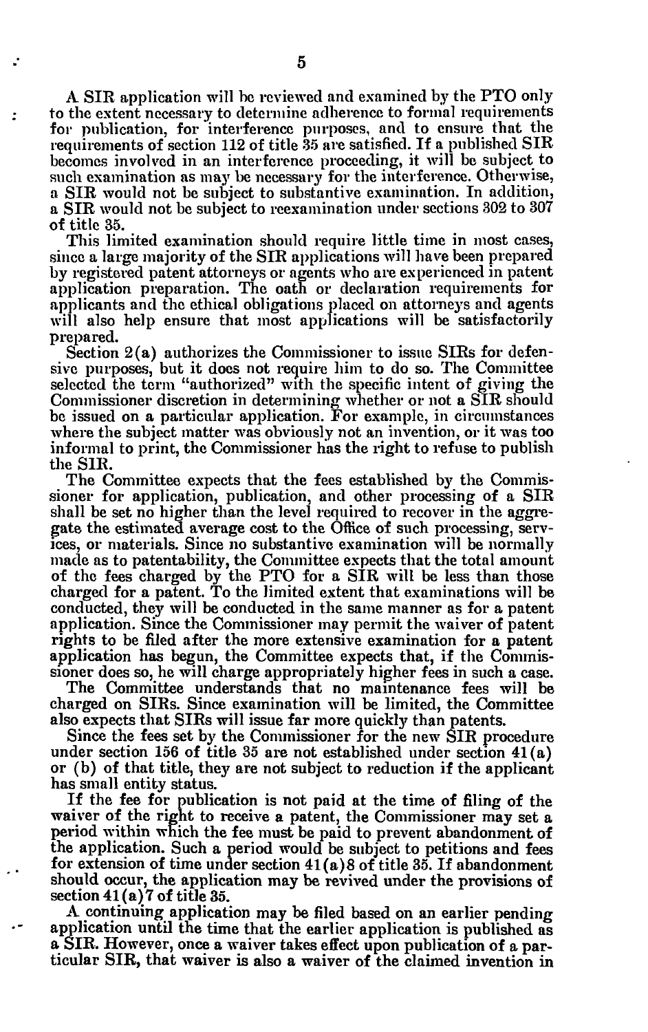A SIR application will be reviewed and examined by the PTO only to the extent necessary to determine adherence to formal requirements for publication, for interference purposes, and to ensure that the requirements of section 112 of title 35 are satisfied. If a published SIR becomes involved in an interference proceeding, it will be subject to such examination as may be necessary for the interference. Otherwise, a SIR would not be subject to substantive examination. In addition, a SIR would not be subject to reexamination under sections 302 to 307 of title 35.

This limited examination should require little time in most cases, since a large majority of the SIR applications will have been prepared by registered patent attorneys or agents who are experienced in patent application preparation. The oath or declaration requirements for applicants and the ethical obligations placed on attorneys and agents will also help ensure that most applications will be satisfactorily prepared.

Section 2(a) authorizes the Commissioner to issue SIRs for defensive purposes, but it does not require him to do so. The Committee selected the term "authorized" with the specific intent of giving the Commissioner discretion in determining whether or not a SIR should be issued on a particular application. For example, in circumstances where the subject matter was obviously not an invention, or it was too informal to print, the Commissioner has the right to refuse to publish the SIR.

The Committee expects that the fees established by the Commissioner for application, publication, and other processing of a SIR shall be set no higher than the level required to recover in the aggregate the estimated average cost to the Office of such processing, services, or materials. Since no substantive examination will be normally made as to patentability, the Committee expects that the total amount of the fees charged by the PTO for a SIR will be less than those charged for a patent. To the limited extent that examinations will be conducted, they will be conducted in the same manner as for a patent application. Since the Commissioner may permit the waiver of patent rights to be filed after the more extensive examination for a patent application has begun, the Committee expects that, if the Commissioner does so, he will charge appropriately higher fees in such a case.

The Committee understands that no maintenance fees will be charged on SIRs. Since examination will be limited, the Committee also expects that SIRs will issue far more quickly than patents.

Since the fees set by the Commissioner for the new SIR procedure under section 156 of title 35 are not established under section 41(a) or (b) of that title, they are not subject to reduction if the applicant has small entity status.

If the fee for publication is not paid at the time of filing of the waiver of the right to receive a patent, the Commissioner may set a period within which the fee must be paid to prevent abandonment of the application. Such a period would be subject to petitions and fees for extension of time under section 41(a)8 of title 35. If abandonment should occur, the application may be revived under the provisions of section 41(a)7 of title 35.

A continuing application may be filed based on an earlier pending application until the time that the earlier application is published as a SIR. However, once a waiver takes effect upon publication of a particular SIR, that waiver is also a waiver of the claimed invention in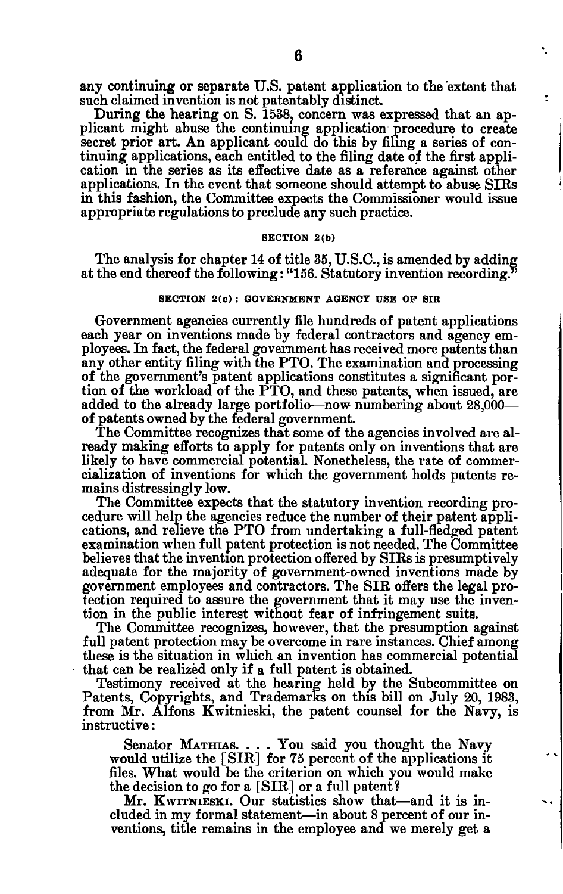any continuing or separate U.S. patent application to the extent that such claimed invention is not patentably distinct.

During the hearing on S. 1538, concern was expressed that an applicant might abuse the continuing application procedure to create secret prior art. An applicant could do this by filing a series of continuing applications, each entitled to the filing date of the first application in the series as its effective date as a reference against other applications. In the event that someone should attempt to abuse SIRs in this fashion, the Committee expects the Commissioner would issue appropriate regulations to preclude any such practice.

###### SECTION 2(b)

The analysis for chapter 14 of title 35, U.S.C., is amended by adding at the end thereof the following: "156. Statutory invention recording."

###### SECTION 2(c): GOVERNMENT AGENCY USE OF SIR

Government agencies currently file hundreds of patent applications each year on inventions made by federal contractors and agency employees. In fact, the federal government has received more patents than any other entity filing with the PTO. The examination and processing of the government's patent applications constitutes a significant portion of the workload of the PTO, and these patents, when issued, are added to the already large portfolio—now numbering about 28,000—of patents owned by the federal government.

The Committee recognizes that some of the agencies involved are already making efforts to apply for patents only on inventions that are likely to have commercial potential. Nonetheless, the rate of commercialization of inventions for which the government holds patents remains distressingly low.

The Committee expects that the statutory invention recording procedure will help the agencies reduce the number of their patent applications, and relieve the PTO from undertaking a full-fledged patent examination when full patent protection is not needed. The Committee believes that the invention protection offered by SIRs is presumptively adequate for the majority of government-owned inventions made by government employees and contractors. The SIR offers the legal protection required to assure the government that it may use the invention in the public interest without fear of infringement suits.

The Committee recognizes, however, that the presumption against full patent protection may be overcome in rare instances. Chief among these is the situation in which an invention has commercial potential that can be realized only if a full patent is obtained.

Testimony received at the hearing held by the Subcommittee on Patents, Copyrights, and Trademarks on this bill on July 20, 1983, from Mr. Alfons Kwitnieski, the patent counsel for the Navy, is instructive:

> Senator MATHIAS. . . . You said you thought the Navy would utilize the [SIR] for 75 percent of the applications it files. What would be the criterion on which you would make the decision to go for a [SIR] or a full patent?
>
> Mr. KWITNIESKI. Our statistics show that—and it is included in my formal statement—in about 8 percent of our inventions, title remains in the employee and we merely get a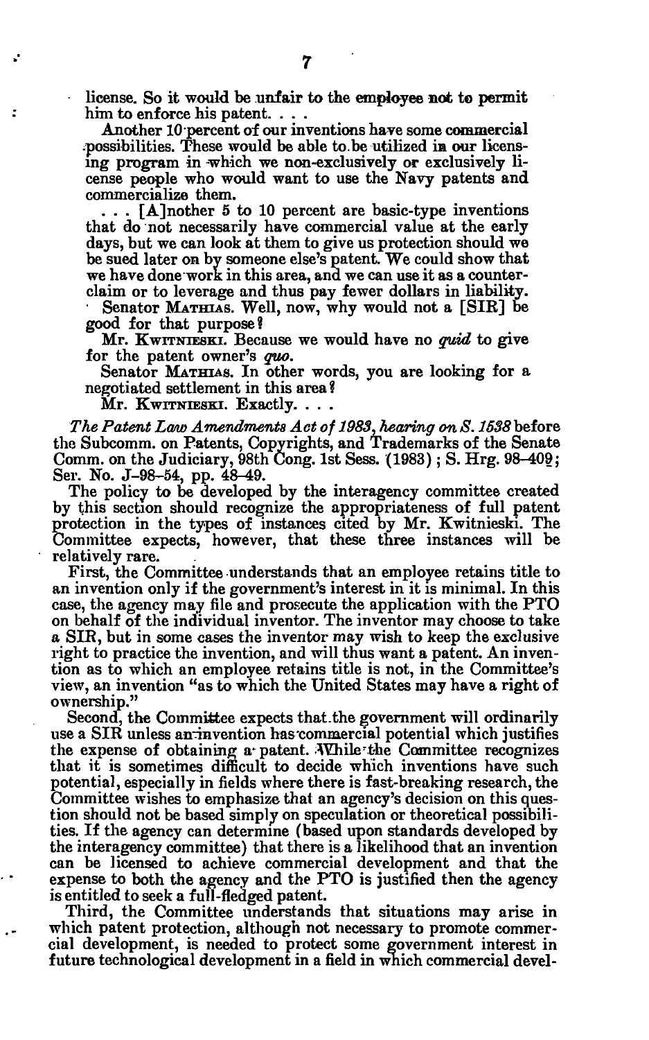license. So it would be unfair to the employee not to permit him to enforce his patent. . . .

Another 10 percent of our inventions have some commercial possibilities. These would be able to be utilized in our licensing program in which we non-exclusively or exclusively license people who would want to use the Navy patents and commercialize them.

. . . [A]nother 5 to 10 percent are basic-type inventions that do not necessarily have commercial value at the early days, but we can look at them to give us protection should we be sued later on by someone else's patent. We could show that we have done work in this area, and we can use it as a counterclaim or to leverage and thus pay fewer dollars in liability.

Senator MATHIAS. Well, now, why would not a [SIR] be good for that purpose?

Mr. KWITNIESKI. Because we would have no *quid* to give for the patent owner's *quo*.

Senator MATHIAS. In other words, you are looking for a negotiated settlement in this area?

Mr. KWITNIESKI. Exactly. . . .

*The Patent Law Amendments Act of 1983, hearing on S. 1538* before the Subcomm. on Patents, Copyrights, and Trademarks of the Senate Comm. on the Judiciary, 98th Cong. 1st Sess. (1983); S. Hrg. 98–409; Ser. No. J–98–54, pp. 48–49.

The policy to be developed by the interagency committee created by this section should recognize the appropriateness of full patent protection in the types of instances cited by Mr. Kwitnieski. The Committee expects, however, that these three instances will be relatively rare.

First, the Committee understands that an employee retains title to an invention only if the government's interest in it is minimal. In this case, the agency may file and prosecute the application with the PTO on behalf of the individual inventor. The inventor may choose to take a SIR, but in some cases the inventor may wish to keep the exclusive right to practice the invention, and will thus want a patent. An invention as to which an employee retains title is not, in the Committee's view, an invention "as to which the United States may have a right of ownership."

Second, the Committee expects that the government will ordinarily use a SIR unless an invention has commercial potential which justifies the expense of obtaining a patent. While the Committee recognizes that it is sometimes difficult to decide which inventions have such potential, especially in fields where there is fast-breaking research, the Committee wishes to emphasize that an agency's decision on this question should not be based simply on speculation or theoretical possibilities. If the agency can determine (based upon standards developed by the interagency committee) that there is a likelihood that an invention can be licensed to achieve commercial development and that the expense to both the agency and the PTO is justified then the agency is entitled to seek a full-fledged patent.

Third, the Committee understands that situations may arise in which patent protection, although not necessary to promote commercial development, is needed to protect some government interest in future technological development in a field in which commercial devel-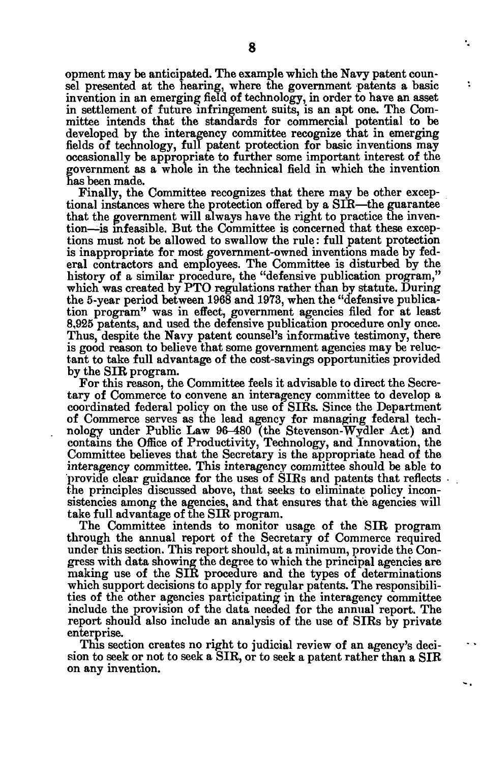opment may be anticipated. The example which the Navy patent counsel presented at the hearing, where the government patents a basic invention in an emerging field of technology, in order to have an asset in settlement of future infringement suits, is an apt one. The Committee intends that the standards for commercial potential to be developed by the interagency committee recognize that in emerging fields of technology, full patent protection for basic inventions may occasionally be appropriate to further some important interest of the government as a whole in the technical field in which the invention has been made.

Finally, the Committee recognizes that there may be other exceptional instances where the protection offered by a SIR—the guarantee that the government will always have the right to practice the invention—is infeasible. But the Committee is concerned that these exceptions must not be allowed to swallow the rule: full patent protection is inappropriate for most government-owned inventions made by federal contractors and employees. The Committee is disturbed by the history of a similar procedure, the "defensive publication program," which was created by PTO regulations rather than by statute. During the 5-year period between 1968 and 1973, when the "defensive publication program" was in effect, government agencies filed for at least 8,925 patents, and used the defensive publication procedure only once. Thus, despite the Navy patent counsel's informative testimony, there is good reason to believe that some government agencies may be reluctant to take full advantage of the cost-savings opportunities provided by the SIR program.

For this reason, the Committee feels it advisable to direct the Secretary of Commerce to convene an interagency committee to develop a coordinated federal policy on the use of SIRs. Since the Department of Commerce serves as the lead agency for managing federal technology under Public Law 96–480 (the Stevenson-Wydler Act) and contains the Office of Productivity, Technology, and Innovation, the Committee believes that the Secretary is the appropriate head of the interagency committee. This interagency committee should be able to provide clear guidance for the uses of SIRs and patents that reflects the principles discussed above, that seeks to eliminate policy inconsistencies among the agencies, and that ensures that the agencies will take full advantage of the SIR program.

The Committee intends to monitor usage of the SIR program through the annual report of the Secretary of Commerce required under this section. This report should, at a minimum, provide the Congress with data showing the degree to which the principal agencies are making use of the SIR procedure and the types of determinations which support decisions to apply for regular patents. The responsibilities of the other agencies participating in the interagency committee include the provision of the data needed for the annual report. The report should also include an analysis of the use of SIRs by private enterprise.

This section creates no right to judicial review of an agency's decision to seek or not to seek a SIR, or to seek a patent rather than a SIR on any invention.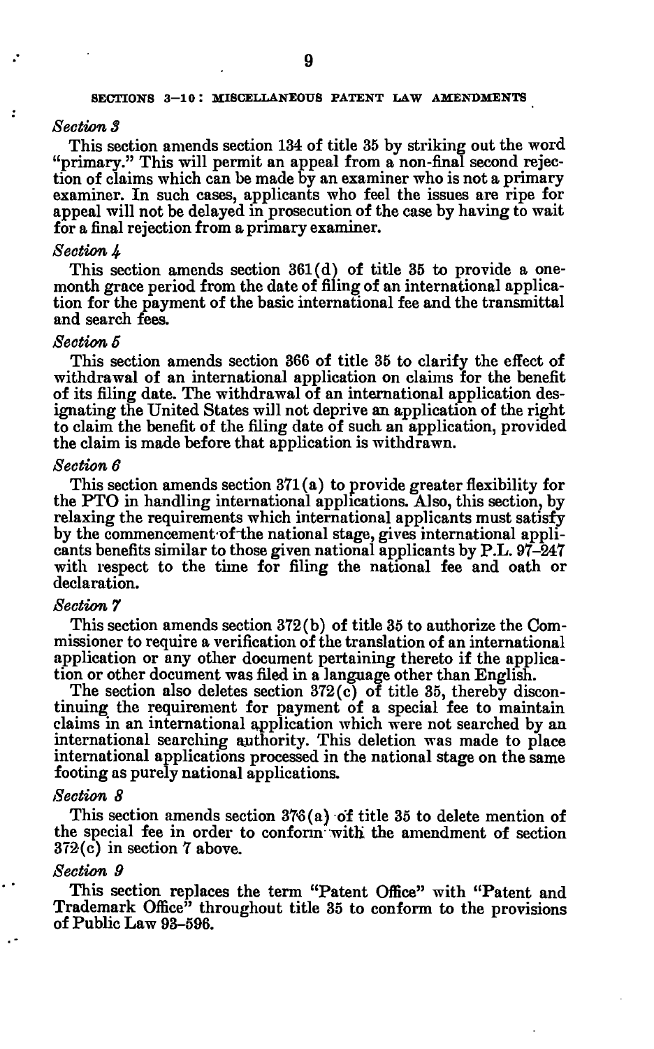## SECTIONS 3–10: MISCELLANEOUS PATENT LAW AMENDMENTS

*Section 3*

This section amends section 134 of title 35 by striking out the word "primary." This will permit an appeal from a non-final second rejection of claims which can be made by an examiner who is not a primary examiner. In such cases, applicants who feel the issues are ripe for appeal will not be delayed in prosecution of the case by having to wait for a final rejection from a primary examiner.

*Section 4*

This section amends section 361(d) of title 35 to provide a one-month grace period from the date of filing of an international application for the payment of the basic international fee and the transmittal and search fees.

*Section 5*

This section amends section 366 of title 35 to clarify the effect of withdrawal of an international application on claims for the benefit of its filing date. The withdrawal of an international application designating the United States will not deprive an application of the right to claim the benefit of the filing date of such an application, provided the claim is made before that application is withdrawn.

*Section 6*

This section amends section 371(a) to provide greater flexibility for the PTO in handling international applications. Also, this section, by relaxing the requirements which international applicants must satisfy by the commencement of the national stage, gives international applicants benefits similar to those given national applicants by P.L. 97–247 with respect to the time for filing the national fee and oath or declaration.

*Section 7*

This section amends section 372(b) of title 35 to authorize the Commissioner to require a verification of the translation of an international application or any other document pertaining thereto if the application or other document was filed in a language other than English.

The section also deletes section 372(c) of title 35, thereby discontinuing the requirement for payment of a special fee to maintain claims in an international application which were not searched by an international searching authority. This deletion was made to place international applications processed in the national stage on the same footing as purely national applications.

*Section 8*

This section amends section 376(a) of title 35 to delete mention of the special fee in order to conform with the amendment of section 372(c) in section 7 above.

*Section 9*

This section replaces the term "Patent Office" with "Patent and Trademark Office" throughout title 35 to conform to the provisions of Public Law 93–596.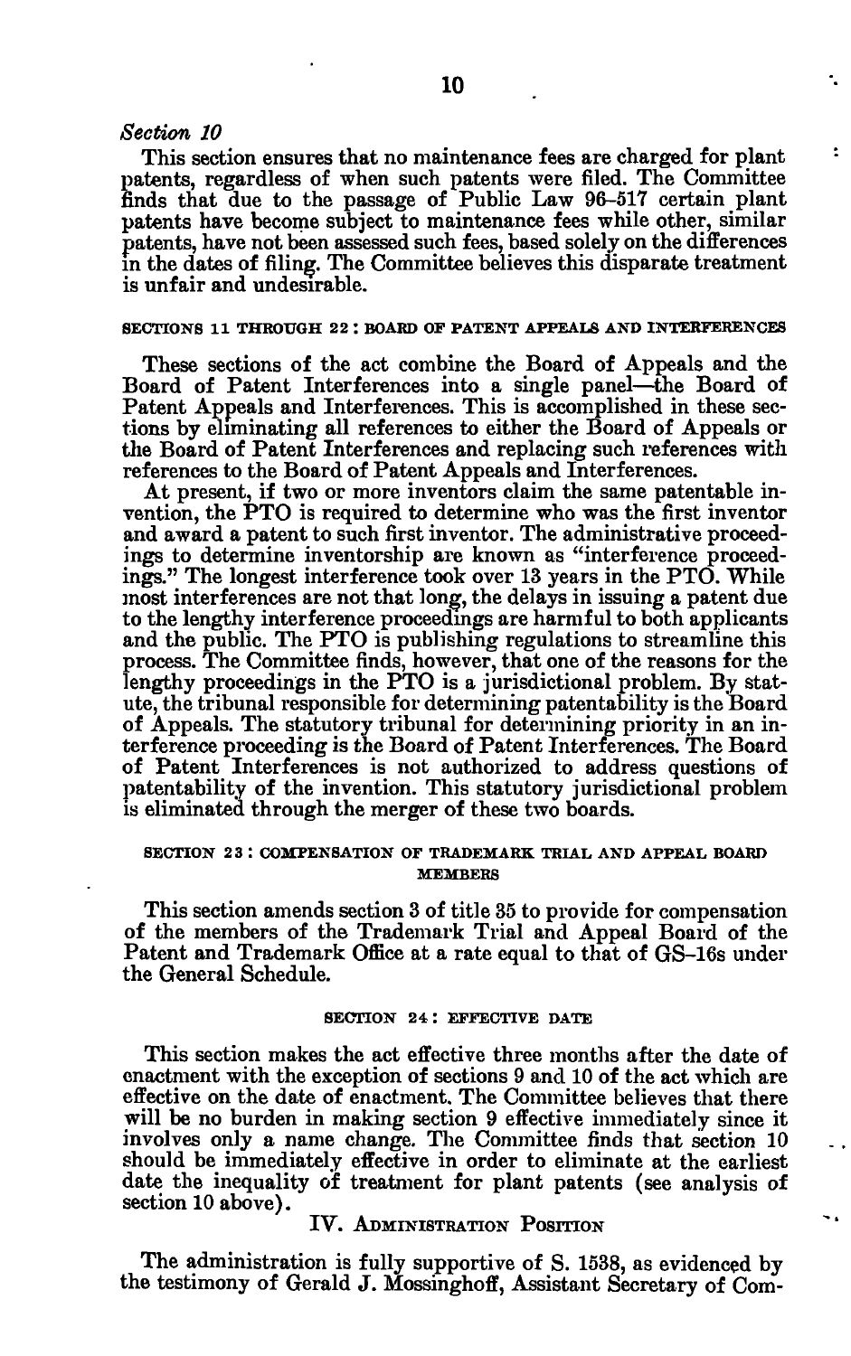*Section 10*

This section ensures that no maintenance fees are charged for plant patents, regardless of when such patents were filed. The Committee finds that due to the passage of Public Law 96–517 certain plant patents have become subject to maintenance fees while other, similar patents, have not been assessed such fees, based solely on the differences in the dates of filing. The Committee believes this disparate treatment is unfair and undesirable.

### SECTIONS 11 THROUGH 22: BOARD OF PATENT APPEALS AND INTERFERENCES

These sections of the act combine the Board of Appeals and the Board of Patent Interferences into a single panel—the Board of Patent Appeals and Interferences. This is accomplished in these sections by eliminating all references to either the Board of Appeals or the Board of Patent Interferences and replacing such references with references to the Board of Patent Appeals and Interferences.

At present, if two or more inventors claim the same patentable invention, the PTO is required to determine who was the first inventor and award a patent to such first inventor. The administrative proceedings to determine inventorship are known as "interference proceedings." The longest interference took over 13 years in the PTO. While most interferences are not that long, the delays in issuing a patent due to the lengthy interference proceedings are harmful to both applicants and the public. The PTO is publishing regulations to streamline this process. The Committee finds, however, that one of the reasons for the lengthy proceedings in the PTO is a jurisdictional problem. By statute, the tribunal responsible for determining patentability is the Board of Appeals. The statutory tribunal for determining priority in an interference proceeding is the Board of Patent Interferences. The Board of Patent Interferences is not authorized to address questions of patentability of the invention. This statutory jurisdictional problem is eliminated through the merger of these two boards.

### SECTION 23: COMPENSATION OF TRADEMARK TRIAL AND APPEAL BOARD MEMBERS

This section amends section 3 of title 35 to provide for compensation of the members of the Trademark Trial and Appeal Board of the Patent and Trademark Office at a rate equal to that of GS–16s under the General Schedule.

### SECTION 24: EFFECTIVE DATE

This section makes the act effective three months after the date of enactment with the exception of sections 9 and 10 of the act which are effective on the date of enactment. The Committee believes that there will be no burden in making section 9 effective immediately since it involves only a name change. The Committee finds that section 10 should be immediately effective in order to eliminate at the earliest date the inequality of treatment for plant patents (see analysis of section 10 above).

## IV. Administration Position

The administration is fully supportive of S. 1538, as evidenced by the testimony of Gerald J. Mossinghoff, Assistant Secretary of Com-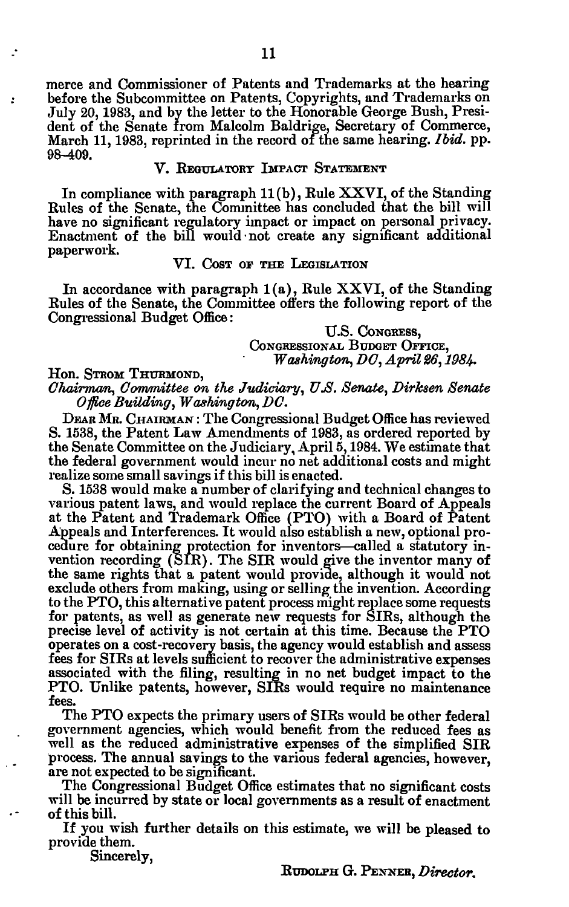merce and Commissioner of Patents and Trademarks at the hearing before the Subcommittee on Patents, Copyrights, and Trademarks on July 20, 1983, and by the letter to the Honorable George Bush, President of the Senate from Malcolm Baldrige, Secretary of Commerce, March 11, 1983, reprinted in the record of the same hearing. *Ibid.* pp. 98–409.

## V. Regulatory Impact Statement

In compliance with paragraph 11(b), Rule XXVI, of the Standing Rules of the Senate, the Committee has concluded that the bill will have no significant regulatory impact or impact on personal privacy. Enactment of the bill would not create any significant additional paperwork.

## VI. Cost of the Legislation

In accordance with paragraph 1(a), Rule XXVI, of the Standing Rules of the Senate, the Committee offers the following report of the Congressional Budget Office:

U.S. Congress,
Congressional Budget Office,
*Washington, DC, April 26, 1984.*

Hon. Strom Thurmond,
*Chairman, Committee on the Judiciary, U.S. Senate, Dirksen Senate Office Building, Washington, DC.*

Dear Mr. Chairman: The Congressional Budget Office has reviewed S. 1538, the Patent Law Amendments of 1983, as ordered reported by the Senate Committee on the Judiciary, April 5, 1984. We estimate that the federal government would incur no net additional costs and might realize some small savings if this bill is enacted.

S. 1538 would make a number of clarifying and technical changes to various patent laws, and would replace the current Board of Appeals at the Patent and Trademark Office (PTO) with a Board of Patent Appeals and Interferences. It would also establish a new, optional procedure for obtaining protection for inventors—called a statutory invention recording (SIR). The SIR would give the inventor many of the same rights that a patent would provide, although it would not exclude others from making, using or selling the invention. According to the PTO, this alternative patent process might replace some requests for patents, as well as generate new requests for SIRs, although the precise level of activity is not certain at this time. Because the PTO operates on a cost-recovery basis, the agency would establish and assess fees for SIRs at levels sufficient to recover the administrative expenses associated with the filing, resulting in no net budget impact to the PTO. Unlike patents, however, SIRs would require no maintenance fees.

The PTO expects the primary users of SIRs would be other federal government agencies, which would benefit from the reduced fees as well as the reduced administrative expenses of the simplified SIR process. The annual savings to the various federal agencies, however, are not expected to be significant.

The Congressional Budget Office estimates that no significant costs will be incurred by state or local governments as a result of enactment of this bill.

If you wish further details on this estimate, we will be pleased to provide them.

Sincerely,

Rudolph G. Penner, *Director.*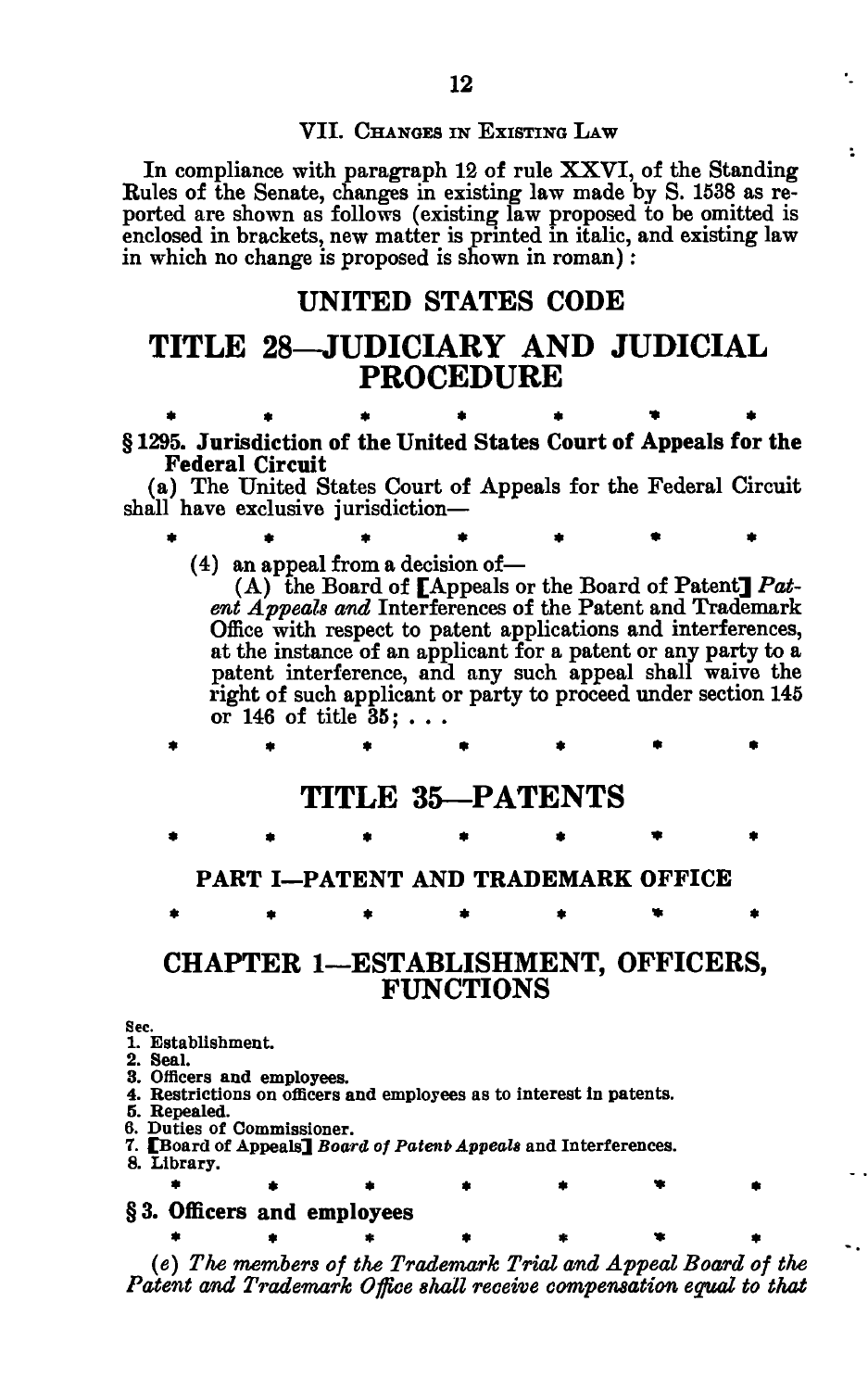## VII. Changes in Existing Law

In compliance with paragraph 12 of rule XXVI, of the Standing Rules of the Senate, changes in existing law made by S. 1538 as reported are shown as follows (existing law proposed to be omitted is enclosed in brackets, new matter is printed in italic, and existing law in which no change is proposed is shown in roman):

# UNITED STATES CODE

# TITLE 28—JUDICIARY AND JUDICIAL PROCEDURE

\* \* \* \* \* \* \*

**§ 1295. Jurisdiction of the United States Court of Appeals for the Federal Circuit**

(a) The United States Court of Appeals for the Federal Circuit shall have exclusive jurisdiction—

\* \* \* \* \* \* \*

(4) an appeal from a decision of—

(A) the Board of [Appeals or the Board of Patent] *Patent Appeals and* Interferences of the Patent and Trademark Office with respect to patent applications and interferences, at the instance of an applicant for a patent or any party to a patent interference, and any such appeal shall waive the right of such applicant or party to proceed under section 145 or 146 of title 35; . . .

\* \* \* \* \* \* \*

# TITLE 35—PATENTS

\* \* \* \* \* \* \*

### PART I—PATENT AND TRADEMARK OFFICE

\* \* \* \* \* \* \*

## CHAPTER 1—ESTABLISHMENT, OFFICERS, FUNCTIONS

Sec.
1. Establishment.
2. Seal.
3. Officers and employees.
4. Restrictions on officers and employees as to interest in patents.
5. Repealed.
6. Duties of Commissioner.
7. [Board of Appeals] *Board of Patent Appeals* and Interferences.
8. Library.

\* \* \* \* \* \* \*

**§ 3. Officers and employees**

\* \* \* \* \* \* \*

*(e) The members of the Trademark Trial and Appeal Board of the Patent and Trademark Office shall receive compensation equal to that*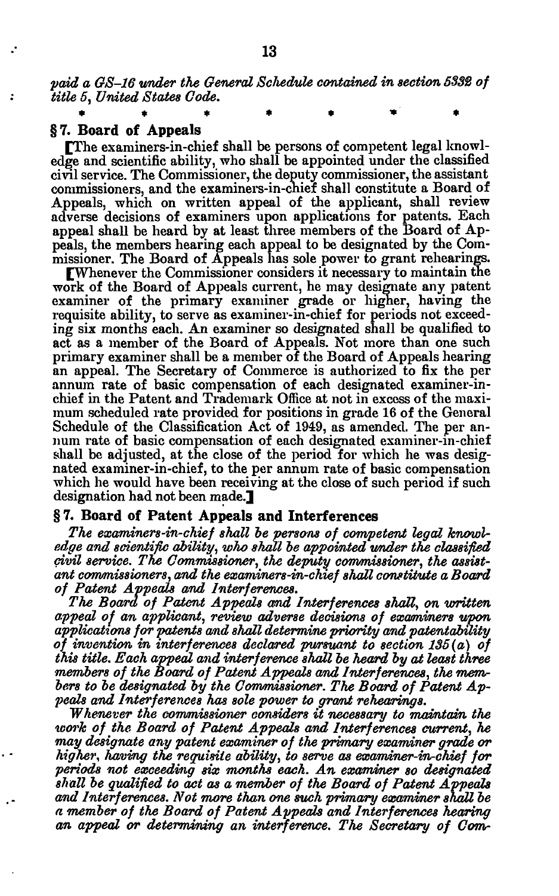*paid a GS-16 under the General Schedule contained in section 5332 of title 5, United States Code.*

\* \* \* \* \* \* \*

### § 7. Board of Appeals

[The examiners-in-chief shall be persons of competent legal knowledge and scientific ability, who shall be appointed under the classified civil service. The Commissioner, the deputy commissioner, the assistant commissioners, and the examiners-in-chief shall constitute a Board of Appeals, which on written appeal of the applicant, shall review adverse decisions of examiners upon applications for patents. Each appeal shall be heard by at least three members of the Board of Appeals, the members hearing each appeal to be designated by the Commissioner. The Board of Appeals has sole power to grant rehearings.

[Whenever the Commissioner considers it necessary to maintain the work of the Board of Appeals current, he may designate any patent examiner of the primary examiner grade or higher, having the requisite ability, to serve as examiner-in-chief for periods not exceeding six months each. An examiner so designated shall be qualified to act as a member of the Board of Appeals. Not more than one such primary examiner shall be a member of the Board of Appeals hearing an appeal. The Secretary of Commerce is authorized to fix the per annum rate of basic compensation of each designated examiner-in-chief in the Patent and Trademark Office at not in excess of the maximum scheduled rate provided for positions in grade 16 of the General Schedule of the Classification Act of 1949, as amended. The per annum rate of basic compensation of each designated examiner-in-chief shall be adjusted, at the close of the period for which he was designated examiner-in-chief, to the per annum rate of basic compensation which he would have been receiving at the close of such period if such designation had not been made.]

### § 7. Board of Patent Appeals and Interferences

*The examiners-in-chief shall be persons of competent legal knowledge and scientific ability, who shall be appointed under the classified civil service. The Commissioner, the deputy commissioner, the assistant commissioners, and the examiners-in-chief shall constitute a Board of Patent Appeals and Interferences.*

*The Board of Patent Appeals and Interferences shall, on written appeal of an applicant, review adverse decisions of examiners upon applications for patents and shall determine priority and patentability of invention in interferences declared pursuant to section 135(a) of this title. Each appeal and interference shall be heard by at least three members of the Board of Patent Appeals and Interferences, the members to be designated by the Commissioner. The Board of Patent Appeals and Interferences has sole power to grant rehearings.*

*Whenever the commissioner considers it necessary to maintain the work of the Board of Patent Appeals and Interferences current, he may designate any patent examiner of the primary examiner grade or higher, having the requisite ability, to serve as examiner-in-chief for periods not exceeding six months each. An examiner so designated shall be qualified to act as a member of the Board of Patent Appeals and Interferences. Not more than one such primary examiner shall be a member of the Board of Patent Appeals and Interferences hearing an appeal or determining an interference. The Secretary of Com-*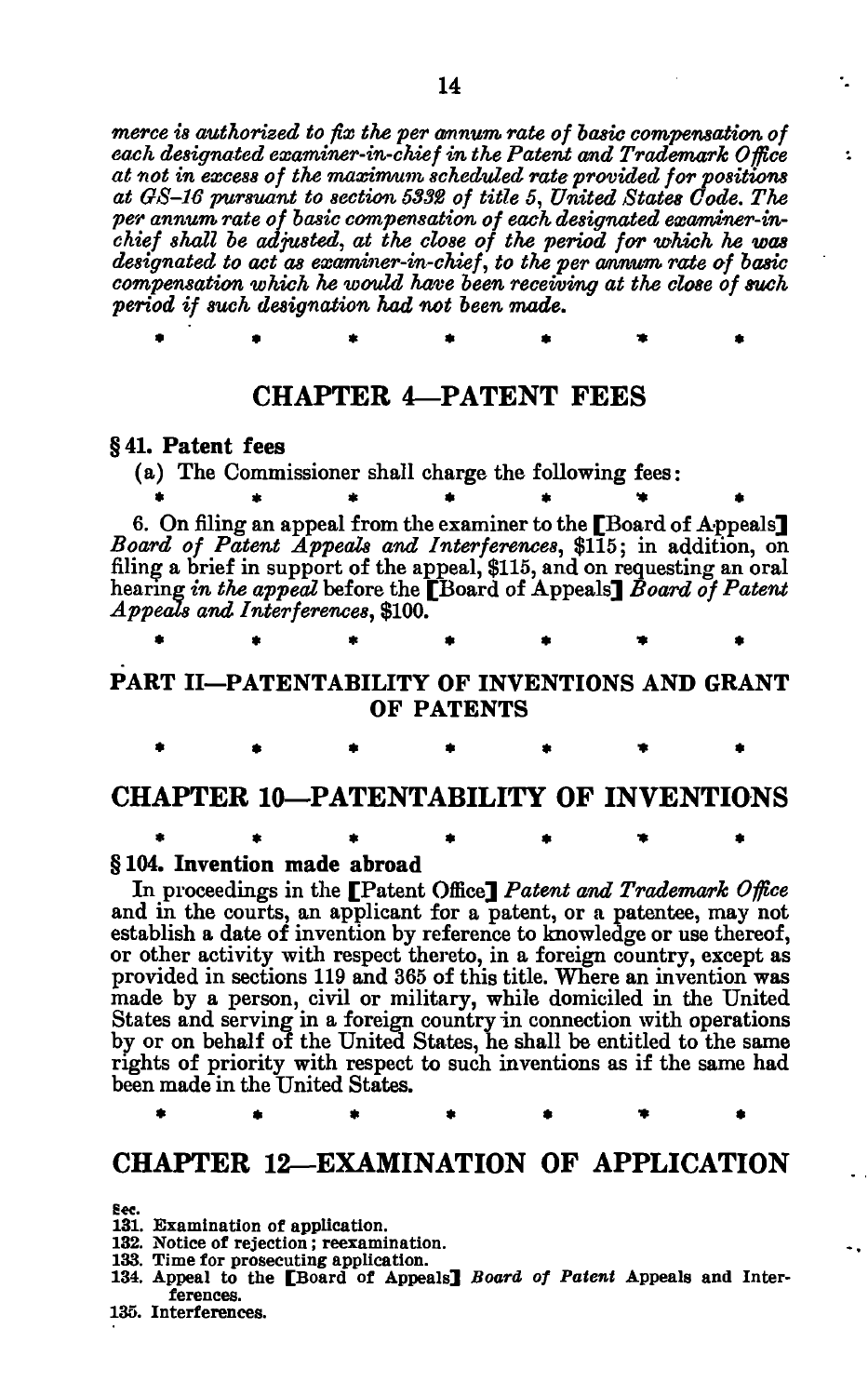*merce is authorized to fix the per annum rate of basic compensation of each designated examiner-in-chief in the Patent and Trademark Office at not in excess of the maximum scheduled rate provided for positions at GS-16 pursuant to section 5332 of title 5, United States Code. The per annum rate of basic compensation of each designated examiner-in-chief shall be adjusted, at the close of the period for which he was designated to act as examiner-in-chief, to the per annum rate of basic compensation which he would have been receiving at the close of such period if such designation had not been made.*

\* \* \* \* \* \* \*

## CHAPTER 4—PATENT FEES

**§ 41. Patent fees**

(a) The Commissioner shall charge the following fees:

\* \* \* \* \* \* \*

6. On filing an appeal from the examiner to the [Board of Appeals] *Board of Patent Appeals and Interferences*, $115; in addition, on filing a brief in support of the appeal, $115, and on requesting an oral hearing *in the appeal* before the [Board of Appeals] *Board of Patent Appeals and Interferences*, $100.

\* \* \* \* \* \* \*

## PART II—PATENTABILITY OF INVENTIONS AND GRANT OF PATENTS

\* \* \* \* \* \* \*

## CHAPTER 10—PATENTABILITY OF INVENTIONS

\* \* \* \* \* \* \*

**§ 104. Invention made abroad**

In proceedings in the [Patent Office] *Patent and Trademark Office* and in the courts, an applicant for a patent, or a patentee, may not establish a date of invention by reference to knowledge or use thereof, or other activity with respect thereto, in a foreign country, except as provided in sections 119 and 365 of this title. Where an invention was made by a person, civil or military, while domiciled in the United States and serving in a foreign country in connection with operations by or on behalf of the United States, he shall be entitled to the same rights of priority with respect to such inventions as if the same had been made in the United States.

\* \* \* \* \* \* \*

## CHAPTER 12—EXAMINATION OF APPLICATION

Sec.
131. Examination of application.
132. Notice of rejection; reexamination.
133. Time for prosecuting application.
134. Appeal to the [Board of Appeals] *Board of Patent* Appeals and Interferences.
135. Interferences.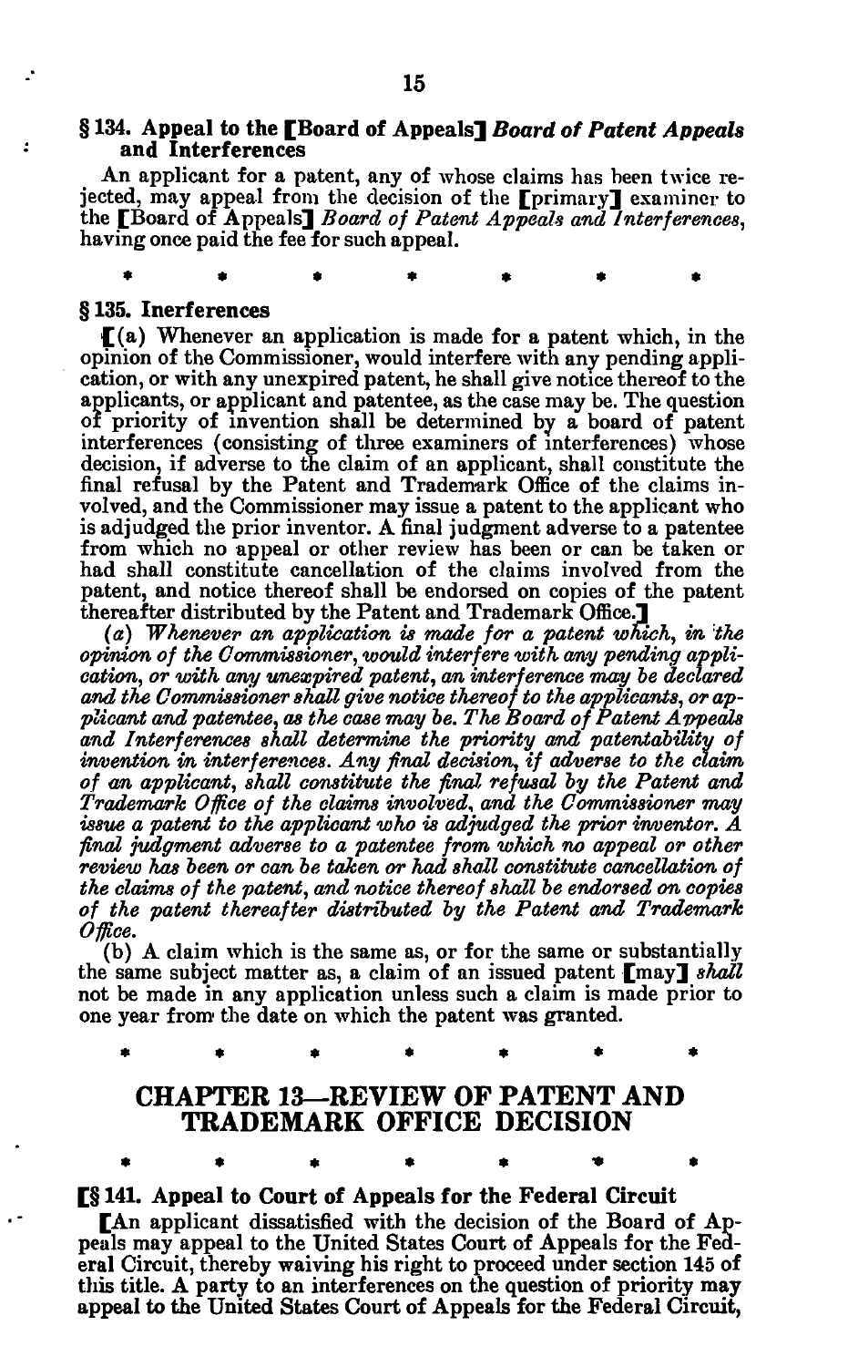### § 134. Appeal to the [Board of Appeals] *Board of Patent Appeals and Interferences*

An applicant for a patent, any of whose claims has been twice rejected, may appeal from the decision of the [primary] examiner to the [Board of Appeals] *Board of Patent Appeals and Interferences*, having once paid the fee for such appeal.

\* \* \* \* \* \* \*

### § 135. Inerferences

[(a) Whenever an application is made for a patent which, in the opinion of the Commissioner, would interfere with any pending application, or with any unexpired patent, he shall give notice thereof to the applicants, or applicant and patentee, as the case may be. The question of priority of invention shall be determined by a board of patent interferences (consisting of three examiners of interferences) whose decision, if adverse to the claim of an applicant, shall constitute the final refusal by the Patent and Trademark Office of the claims involved, and the Commissioner may issue a patent to the applicant who is adjudged the prior inventor. A final judgment adverse to a patentee from which no appeal or other review has been or can be taken or had shall constitute cancellation of the claims involved from the patent, and notice thereof shall be endorsed on copies of the patent thereafter distributed by the Patent and Trademark Office.]

*(a) Whenever an application is made for a patent which, in the opinion of the Commissioner, would interfere with any pending application, or with any unexpired patent, an interference may be declared and the Commissioner shall give notice thereof to the applicants, or applicant and patentee, as the case may be. The Board of Patent Appeals and Interferences shall determine the priority and patentability of invention in interferences. Any final decision, if adverse to the claim of an applicant, shall constitute the final refusal by the Patent and Trademark Office of the claims involved, and the Commissioner may issue a patent to the applicant who is adjudged the prior inventor. A final judgment adverse to a patentee from which no appeal or other review has been or can be taken or had shall constitute cancellation of the claims of the patent, and notice thereof shall be endorsed on copies of the patent thereafter distributed by the Patent and Trademark Office.*

(b) A claim which is the same as, or for the same or substantially the same subject matter as, a claim of an issued patent [may] *shall* not be made in any application unless such a claim is made prior to one year from the date on which the patent was granted.

\* \* \* \* \* \* \*

## CHAPTER 13—REVIEW OF PATENT AND TRADEMARK OFFICE DECISION

\* \* \* \* \* \* \*

### [§ 141. Appeal to Court of Appeals for the Federal Circuit

[An applicant dissatisfied with the decision of the Board of Appeals may appeal to the United States Court of Appeals for the Federal Circuit, thereby waiving his right to proceed under section 145 of this title. A party to an interferences on the question of priority may appeal to the United States Court of Appeals for the Federal Circuit,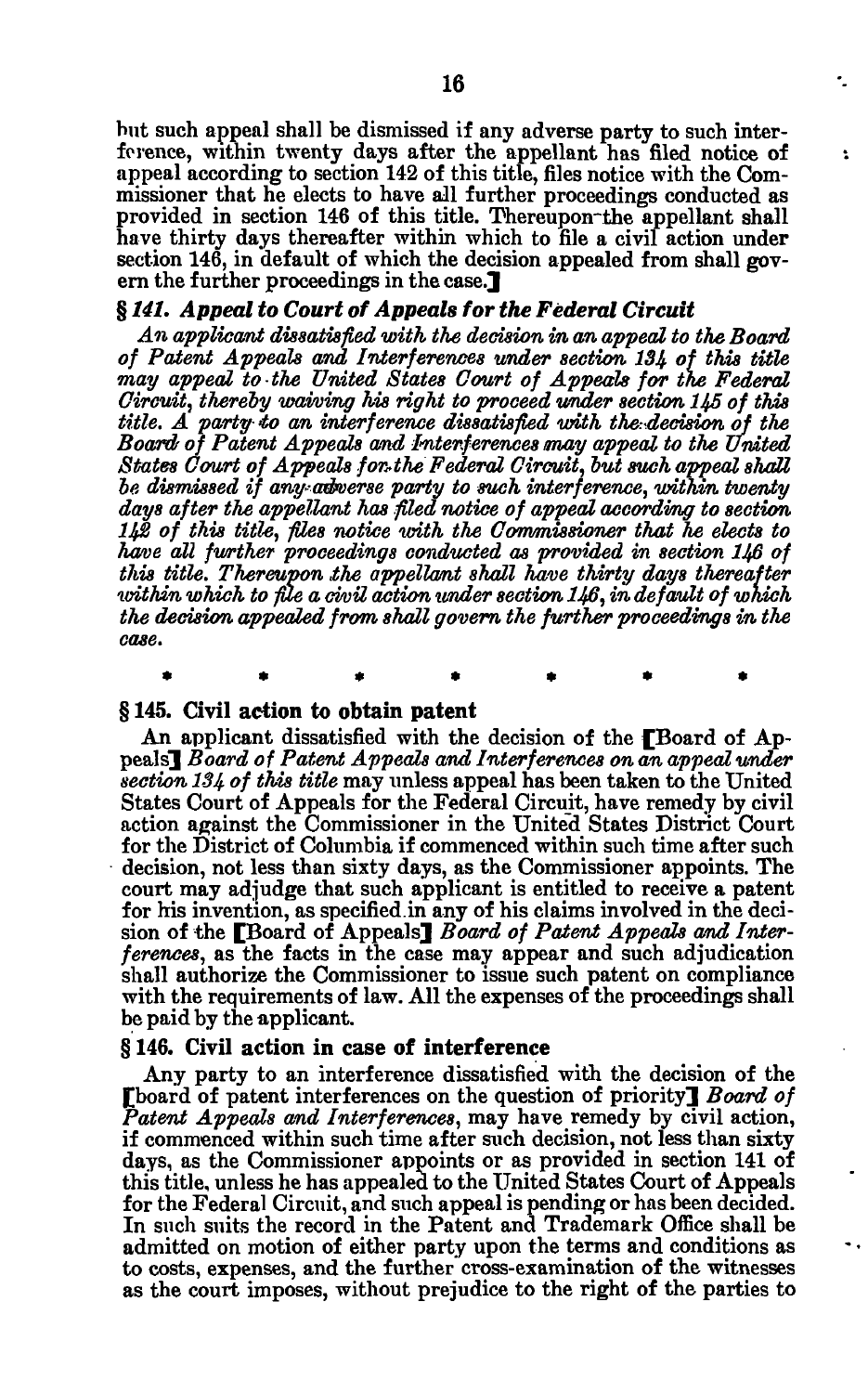but such appeal shall be dismissed if any adverse party to such interference, within twenty days after the appellant has filed notice of appeal according to section 142 of this title, files notice with the Commissioner that he elects to have all further proceedings conducted as provided in section 146 of this title. Thereupon the appellant shall have thirty days thereafter within which to file a civil action under section 146, in default of which the decision appealed from shall govern the further proceedings in the case.]

### *§ 141. Appeal to Court of Appeals for the Federal Circuit*

*An applicant dissatisfied with the decision in an appeal to the Board of Patent Appeals and Interferences under section 134 of this title may appeal to the United States Court of Appeals for the Federal Circuit, thereby waiving his right to proceed under section 145 of this title. A party to an interference dissatisfied with the decision of the Board of Patent Appeals and Interferences may appeal to the United States Court of Appeals for the Federal Circuit, but such appeal shall be dismissed if any adverse party to such interference, within twenty days after the appellant has filed notice of appeal according to section 142 of this title, files notice with the Commissioner that he elects to have all further proceedings conducted as provided in section 146 of this title. Thereupon the appellant shall have thirty days thereafter within which to file a civil action under section 146, in default of which the decision appealed from shall govern the further proceedings in the case.*

\* \* \* \* \* \* \*

### § 145. Civil action to obtain patent

An applicant dissatisfied with the decision of the [Board of Appeals] *Board of Patent Appeals and Interferences on an appeal under section 134 of this title* may unless appeal has been taken to the United States Court of Appeals for the Federal Circuit, have remedy by civil action against the Commissioner in the United States District Court for the District of Columbia if commenced within such time after such decision, not less than sixty days, as the Commissioner appoints. The court may adjudge that such applicant is entitled to receive a patent for his invention, as specified in any of his claims involved in the decision of the [Board of Appeals] *Board of Patent Appeals and Interferences*, as the facts in the case may appear and such adjudication shall authorize the Commissioner to issue such patent on compliance with the requirements of law. All the expenses of the proceedings shall be paid by the applicant.

### § 146. Civil action in case of interference

Any party to an interference dissatisfied with the decision of the [board of patent interferences on the question of priority] *Board of Patent Appeals and Interferences*, may have remedy by civil action, if commenced within such time after such decision, not less than sixty days, as the Commissioner appoints or as provided in section 141 of this title, unless he has appealed to the United States Court of Appeals for the Federal Circuit, and such appeal is pending or has been decided. In such suits the record in the Patent and Trademark Office shall be admitted on motion of either party upon the terms and conditions as to costs, expenses, and the further cross-examination of the witnesses as the court imposes, without prejudice to the right of the parties to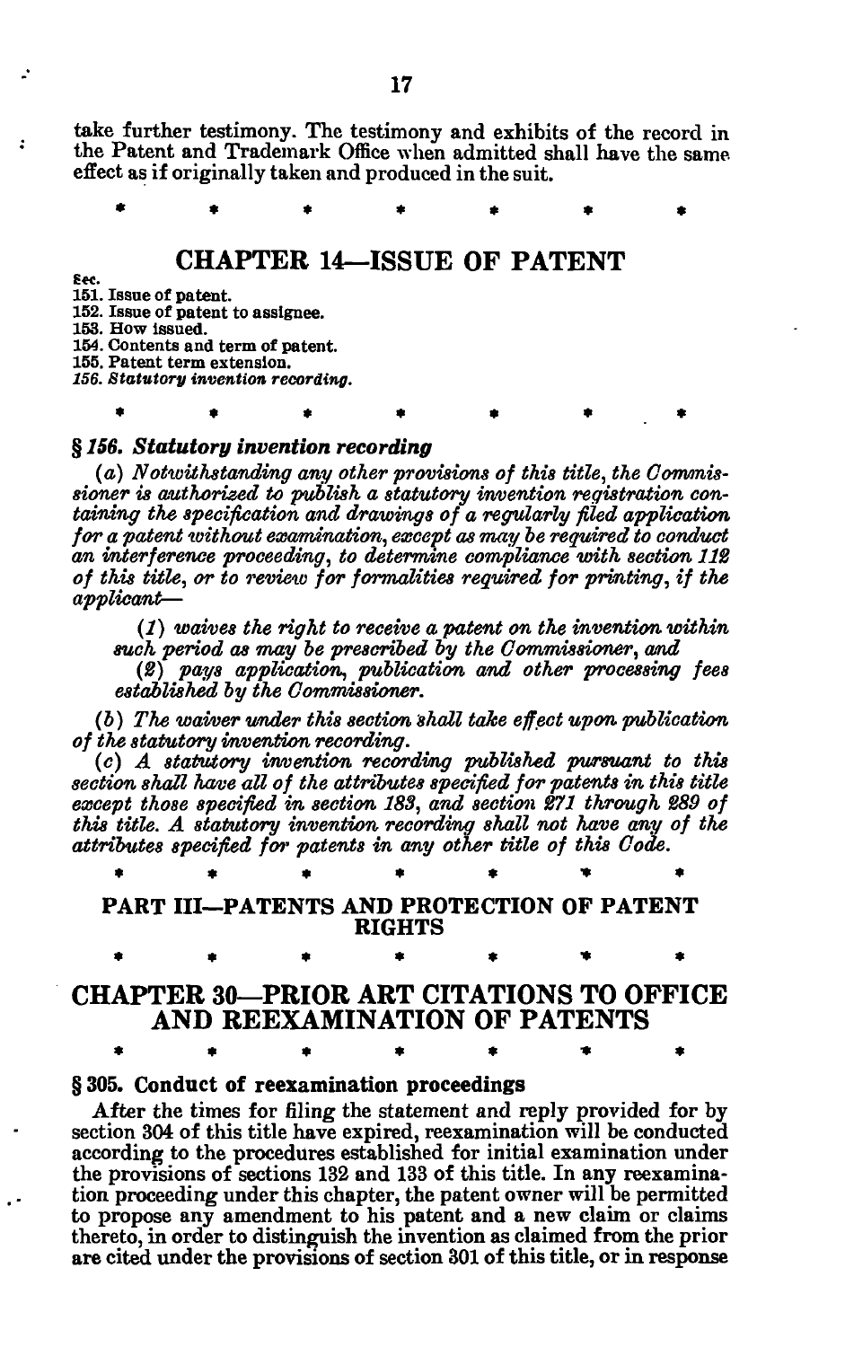take further testimony. The testimony and exhibits of the record in the Patent and Trademark Office when admitted shall have the same effect as if originally taken and produced in the suit.

\* \* \* \* \* \* \*

## CHAPTER 14—ISSUE OF PATENT

Sec.
151. Issue of patent.
152. Issue of patent to assignee.
153. How issued.
154. Contents and term of patent.
155. Patent term extension.
*156. Statutory invention recording.*

\* \* \* \* \* \* \*

### *§ 156. Statutory invention recording*

*(a) Notwithstanding any other provisions of this title, the Commissioner is authorized to publish a statutory invention registration containing the specification and drawings of a regularly filed application for a patent without examination, except as may be required to conduct an interference proceeding, to determine compliance with section 112 of this title, or to review for formalities required for printing, if the applicant—*

*(1) waives the right to receive a patent on the invention within such period as may be prescribed by the Commissioner, and*

*(2) pays application, publication and other processing fees established by the Commissioner.*

*(b) The waiver under this section shall take effect upon publication of the statutory invention recording.*

*(c) A statutory invention recording published pursuant to this section shall have all of the attributes specified for patents in this title except those specified in section 183, and section 271 through 289 of this title. A statutory invention recording shall not have any of the attributes specified for patents in any other title of this Code.*

\* \* \* \* \* \* \*

## PART III—PATENTS AND PROTECTION OF PATENT RIGHTS

\* \* \* \* \* \* \*

## CHAPTER 30—PRIOR ART CITATIONS TO OFFICE AND REEXAMINATION OF PATENTS

\* \* \* \* \* \* \*

### § 305. Conduct of reexamination proceedings

After the times for filing the statement and reply provided for by section 304 of this title have expired, reexamination will be conducted according to the procedures established for initial examination under the provisions of sections 132 and 133 of this title. In any reexamination proceeding under this chapter, the patent owner will be permitted to propose any amendment to his patent and a new claim or claims thereto, in order to distinguish the invention as claimed from the prior are cited under the provisions of section 301 of this title, or in response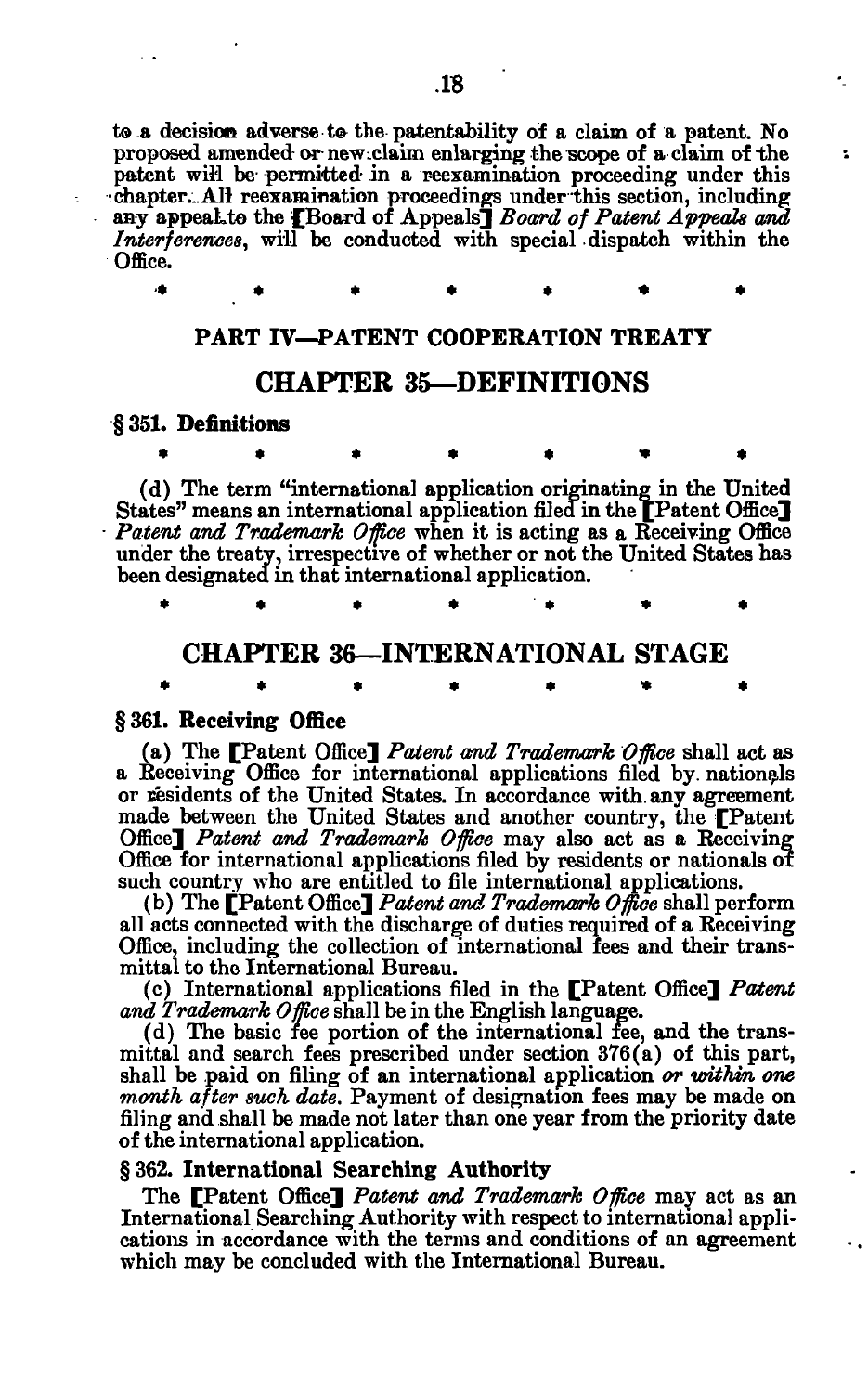to a decision adverse to the patentability of a claim of a patent. No proposed amended or new claim enlarging the scope of a claim of the patent will be permitted in a reexamination proceeding under this chapter. All reexamination proceedings under this section, including any appeal to the [Board of Appeals] *Board of Patent Appeals and Interferences*, will be conducted with special dispatch within the Office.

\* \* \* \* \* \* \*

## PART IV—PATENT COOPERATION TREATY

## CHAPTER 35—DEFINITIONS

### § 351. Definitions

\* \* \* \* \* \* \*

(d) The term "international application originating in the United States" means an international application filed in the [Patent Office] *Patent and Trademark Office* when it is acting as a Receiving Office under the treaty, irrespective of whether or not the United States has been designated in that international application.

\* \* \* \* \* \* \*

## CHAPTER 36—INTERNATIONAL STAGE

\* \* \* \* \* \* \*

### § 361. Receiving Office

(a) The [Patent Office] *Patent and Trademark Office* shall act as a Receiving Office for international applications filed by nationals or residents of the United States. In accordance with any agreement made between the United States and another country, the [Patent Office] *Patent and Trademark Office* may also act as a Receiving Office for international applications filed by residents or nationals of such country who are entitled to file international applications.

(b) The [Patent Office] *Patent and Trademark Office* shall perform all acts connected with the discharge of duties required of a Receiving Office, including the collection of international fees and their transmittal to the International Bureau.

(c) International applications filed in the [Patent Office] *Patent and Trademark Office* shall be in the English language.

(d) The basic fee portion of the international fee, and the transmittal and search fees prescribed under section 376(a) of this part, shall be paid on filing of an international application *or within one month after such date*. Payment of designation fees may be made on filing and shall be made not later than one year from the priority date of the international application.

### § 362. International Searching Authority

The [Patent Office] *Patent and Trademark Office* may act as an International Searching Authority with respect to international applications in accordance with the terms and conditions of an agreement which may be concluded with the International Bureau.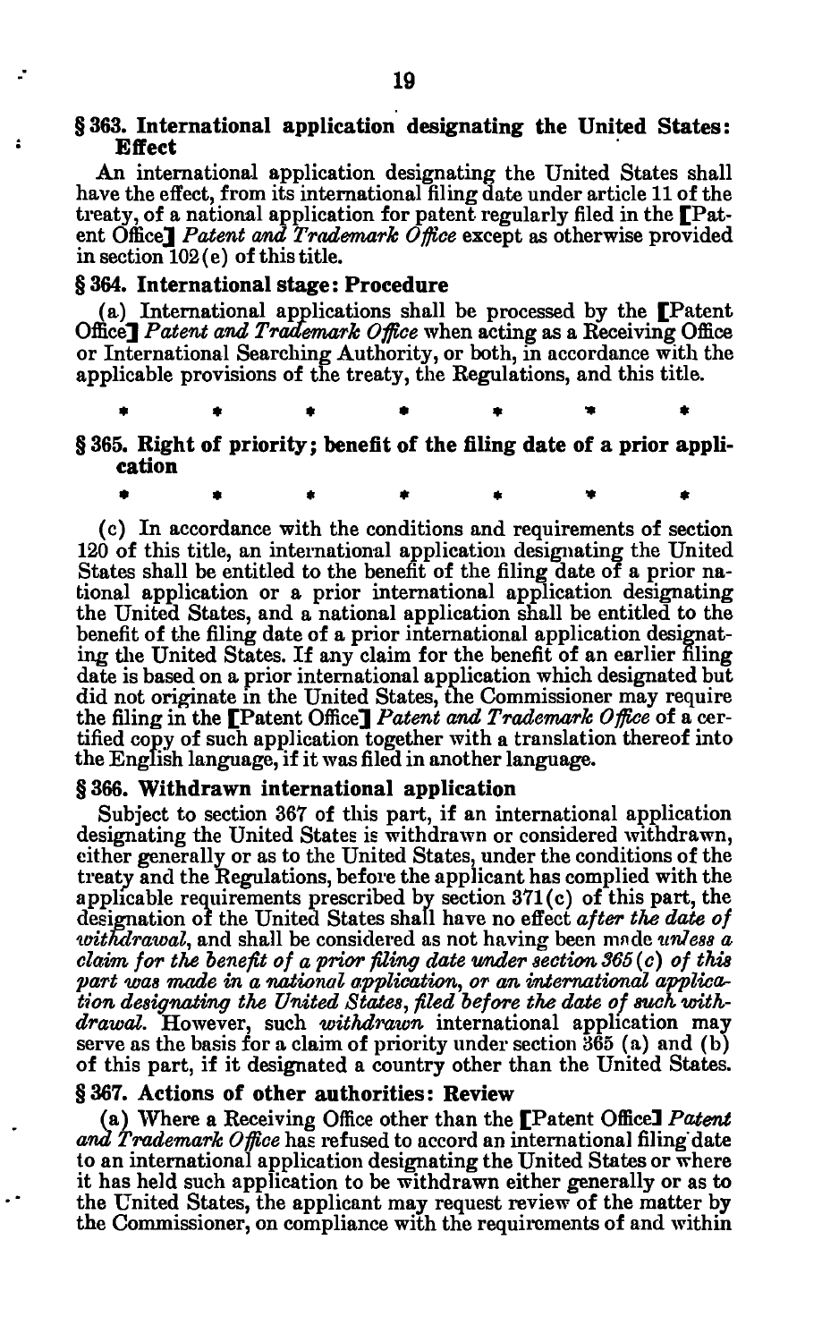### § 363. International application designating the United States: Effect

An international application designating the United States shall have the effect, from its international filing date under article 11 of the treaty, of a national application for patent regularly filed in the [Patent Office] *Patent and Trademark Office* except as otherwise provided in section 102(e) of this title.

### § 364. International stage: Procedure

(a) International applications shall be processed by the [Patent Office] *Patent and Trademark Office* when acting as a Receiving Office or International Searching Authority, or both, in accordance with the applicable provisions of the treaty, the Regulations, and this title.

\* \* \* \* \* \* \*

### § 365. Right of priority; benefit of the filing date of a prior application

\* \* \* \* \* \* \*

(c) In accordance with the conditions and requirements of section 120 of this title, an international application designating the United States shall be entitled to the benefit of the filing date of a prior national application or a prior international application designating the United States, and a national application shall be entitled to the benefit of the filing date of a prior international application designating the United States. If any claim for the benefit of an earlier filing date is based on a prior international application which designated but did not originate in the United States, the Commissioner may require the filing in the [Patent Office] *Patent and Trademark Office* of a certified copy of such application together with a translation thereof into the English language, if it was filed in another language.

### § 366. Withdrawn international application

Subject to section 367 of this part, if an international application designating the United States is withdrawn or considered withdrawn, either generally or as to the United States, under the conditions of the treaty and the Regulations, before the applicant has complied with the applicable requirements prescribed by section 371(c) of this part, the designation of the United States shall have no effect *after the date of withdrawal*, and shall be considered as not having been made *unless a claim for the benefit of a prior filing date under section 365(c) of this part was made in a national application, or an international application designating the United States, filed before the date of such withdrawal.* However, such *withdrawn* international application may serve as the basis for a claim of priority under section 365 (a) and (b) of this part, if it designated a country other than the United States.

### § 367. Actions of other authorities: Review

(a) Where a Receiving Office other than the [Patent Office] *Patent and Trademark Office* has refused to accord an international filing date to an international application designating the United States or where it has held such application to be withdrawn either generally or as to the United States, the applicant may request review of the matter by the Commissioner, on compliance with the requirements of and within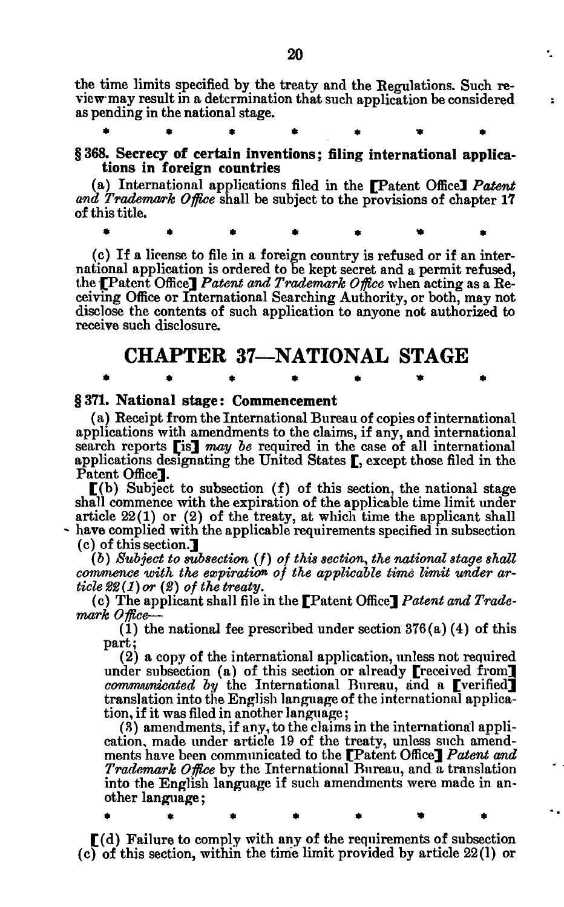the time limits specified by the treaty and the Regulations. Such review may result in a determination that such application be considered as pending in the national stage.

\* \* \* \* \* \* \*

### § 368. Secrecy of certain inventions; filing international applications in foreign countries

(a) International applications filed in the [Patent Office] *Patent and Trademark Office* shall be subject to the provisions of chapter 17 of this title.

\* \* \* \* \* \* \*

(c) If a license to file in a foreign country is refused or if an international application is ordered to be kept secret and a permit refused, the [Patent Office] *Patent and Trademark Office* when acting as a Receiving Office or International Searching Authority, or both, may not disclose the contents of such application to anyone not authorized to receive such disclosure.

## CHAPTER 37—NATIONAL STAGE

\* \* \* \* \* \* \*

### § 371. National stage: Commencement

(a) Receipt from the International Bureau of copies of international applications with amendments to the claims, if any, and international search reports [is] *may be* required in the case of all international applications designating the United States [, except those filed in the Patent Office].

[(b) Subject to subsection (f) of this section, the national stage shall commence with the expiration of the applicable time limit under article 22(1) or (2) of the treaty, at which time the applicant shall have complied with the applicable requirements specified in subsection (c) of this section.]

*(b) Subject to subsection (f) of this section, the national stage shall commence with the expiration of the applicable time limit under article 22(1) or (2) of the treaty.*

(c) The applicant shall file in the [Patent Office] *Patent and Trademark Office*—

(1) the national fee prescribed under section 376(a)(4) of this part;

(2) a copy of the international application, unless not required under subsection (a) of this section or already [received from] *communicated by* the International Bureau, and a [verified] translation into the English language of the international application, if it was filed in another language;

(3) amendments, if any, to the claims in the international application, made under article 19 of the treaty, unless such amendments have been communicated to the [Patent Office] *Patent and Trademark Office* by the International Bureau, and a translation into the English language if such amendments were made in another language;

\* \* \* \* \* \* \*

[(d) Failure to comply with any of the requirements of subsection (c) of this section, within the time limit provided by article 22(1) or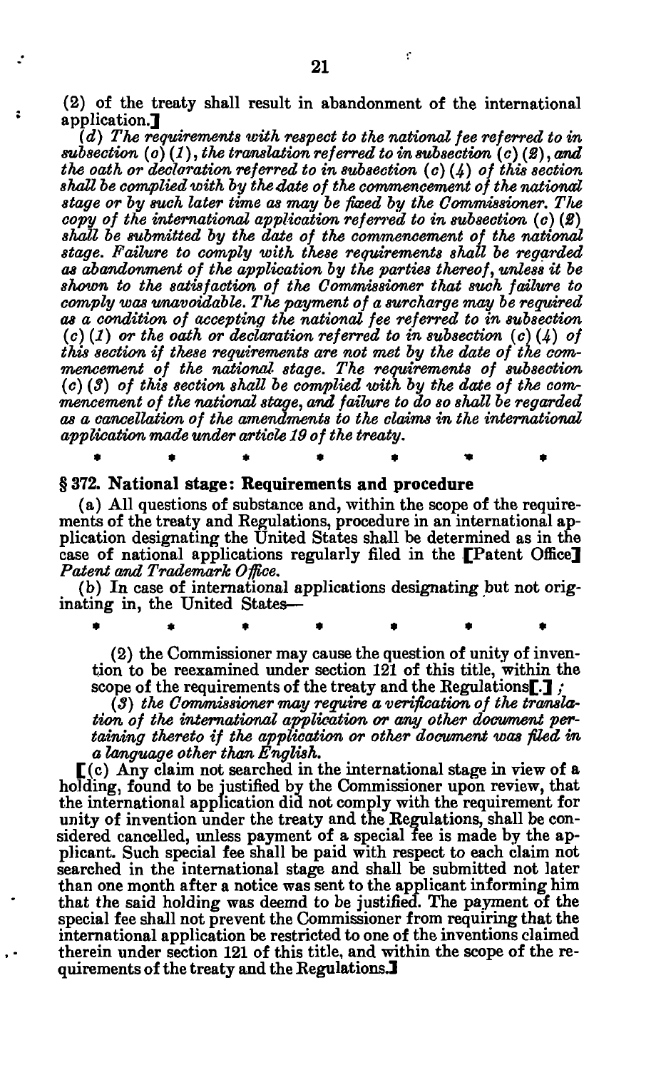(2) of the treaty shall result in abandonment of the international application.]

*(d) The requirements with respect to the national fee referred to in subsection (c) (1), the translation referred to in subsection (c) (2), and the oath or declaration referred to in subsection (c) (4) of this section shall be complied with by the date of the commencement of the national stage or by such later time as may be fixed by the Commissioner. The copy of the international application referred to in subsection (c) (2) shall be submitted by the date of the commencement of the national stage. Failure to comply with these requirements shall be regarded as abandonment of the application by the parties thereof, unless it be shown to the satisfaction of the Commissioner that such failure to comply was unavoidable. The payment of a surcharge may be required as a condition of accepting the national fee referred to in subsection (c) (1) or the oath or declaration referred to in subsection (c) (4) of this section if these requirements are not met by the date of the commencement of the national stage. The requirements of subsection (c) (3) of this section shall be complied with by the date of the commencement of the national stage, and failure to do so shall be regarded as a cancellation of the amendments to the claims in the international application made under article 19 of the treaty.*

\* \* \* \* \* \* \*

### § 372. National stage: Requirements and procedure

(a) All questions of substance and, within the scope of the requirements of the treaty and Regulations, procedure in an international application designating the United States shall be determined as in the case of national applications regularly filed in the [Patent Office] *Patent and Trademark Office.*

(b) In case of international applications designating but not originating in, the United States—

\* \* \* \* \* \* \*

(2) the Commissioner may cause the question of unity of invention to be reexamined under section 121 of this title, within the scope of the requirements of the treaty and the Regulations[.] *;*

*(3) the Commissioner may require a verification of the translation of the international application or any other document pertaining thereto if the application or other document was filed in a language other than English.*

[(c) Any claim not searched in the international stage in view of a holding, found to be justified by the Commissioner upon review, that the international application did not comply with the requirement for unity of invention under the treaty and the Regulations, shall be considered cancelled, unless payment of a special fee is made by the applicant. Such special fee shall be paid with respect to each claim not searched in the international stage and shall be submitted not later than one month after a notice was sent to the applicant informing him that the said holding was deemd to be justified. The payment of the special fee shall not prevent the Commissioner from requiring that the international application be restricted to one of the inventions claimed therein under section 121 of this title, and within the scope of the requirements of the treaty and the Regulations.]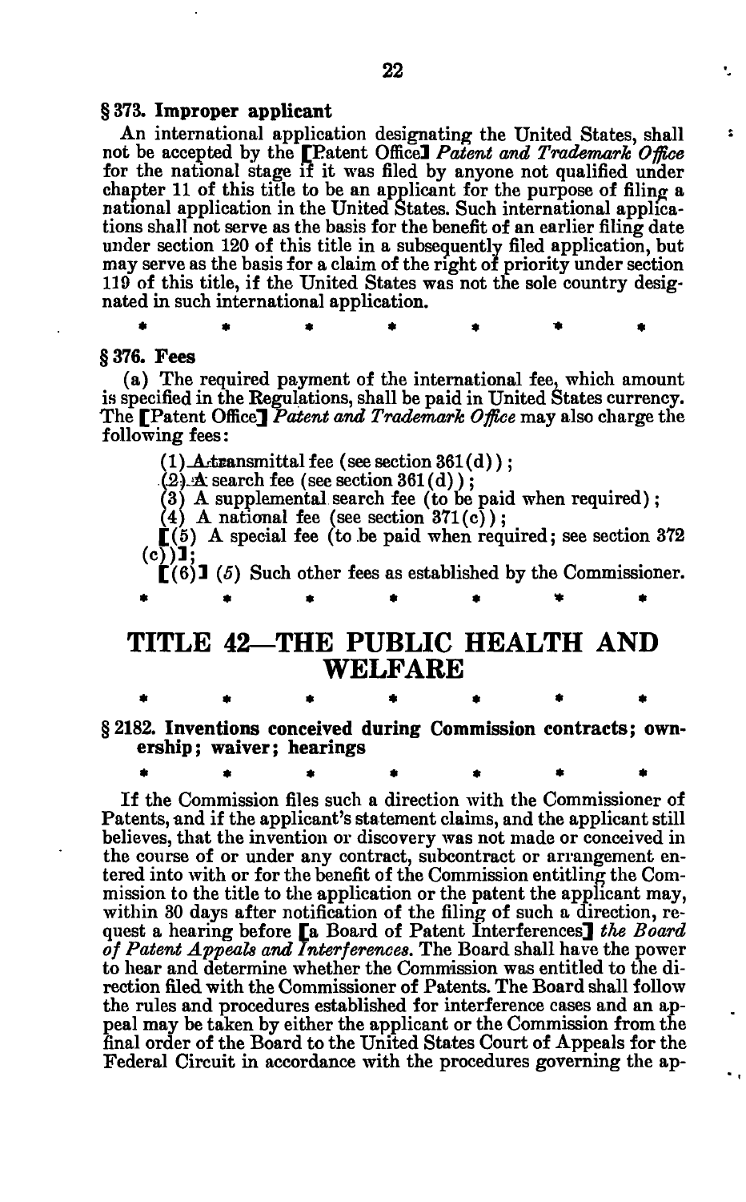### § 373. Improper applicant

An international application designating the United States, shall not be accepted by the [Patent Office] *Patent and Trademark Office* for the national stage if it was filed by anyone not qualified under chapter 11 of this title to be an applicant for the purpose of filing a national application in the United States. Such international applications shall not serve as the basis for the benefit of an earlier filing date under section 120 of this title in a subsequently filed application, but may serve as the basis for a claim of the right of priority under section 119 of this title, if the United States was not the sole country designated in such international application.

\* \* \* \* \* \* \*

### § 376. Fees

(a) The required payment of the international fee, which amount is specified in the Regulations, shall be paid in United States currency. The [Patent Office] *Patent and Trademark Office* may also charge the following fees:

(1) A transmittal fee (see section 361(d));

(2) A search fee (see section 361(d));

(3) A supplemental search fee (to be paid when required);

(4) A national fee (see section 371(c));

[(5) A special fee (to be paid when required; see section 372 (c))];

[(6)] *(5)* Such other fees as established by the Commissioner.

\* \* \* \* \* \* \*

# TITLE 42—THE PUBLIC HEALTH AND WELFARE

\* \* \* \* \* \* \*

### § 2182. Inventions conceived during Commission contracts; ownership; waiver; hearings

\* \* \* \* \* \* \*

If the Commission files such a direction with the Commissioner of Patents, and if the applicant's statement claims, and the applicant still believes, that the invention or discovery was not made or conceived in the course of or under any contract, subcontract or arrangement entered into with or for the benefit of the Commission entitling the Commission to the title to the application or the patent the applicant may, within 30 days after notification of the filing of such a direction, request a hearing before [a Board of Patent Interferences] *the Board of Patent Appeals and Interferences.* The Board shall have the power to hear and determine whether the Commission was entitled to the direction filed with the Commissioner of Patents. The Board shall follow the rules and procedures established for interference cases and an appeal may be taken by either the applicant or the Commission from the final order of the Board to the United States Court of Appeals for the Federal Circuit in accordance with the procedures governing the ap-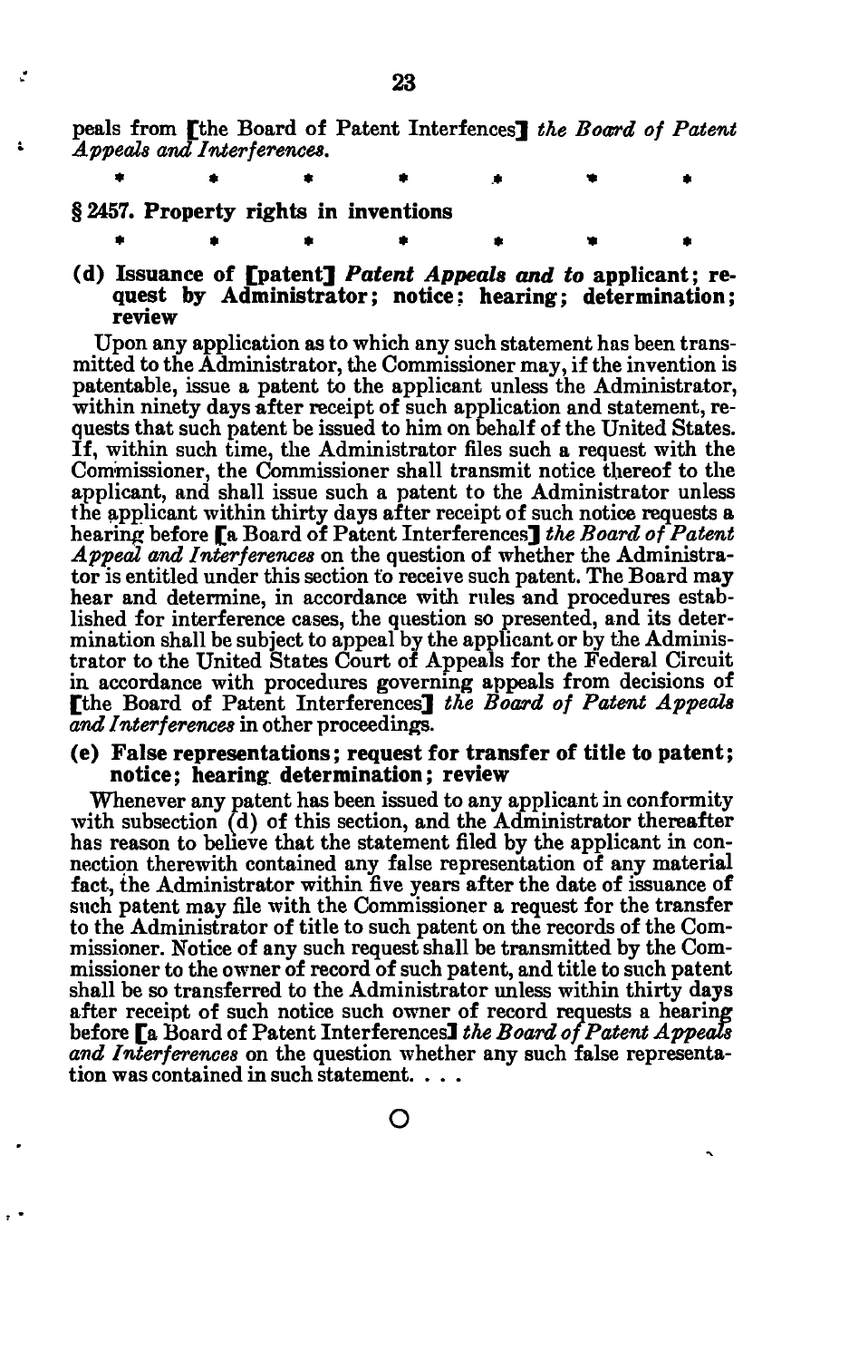peals from [the Board of Patent Interferences] *the Board of Patent Appeals and Interferences.*

\* \* \* \* \* \* \*

### § 2457. Property rights in inventions

\* \* \* \* \* \* \*

#### (d) Issuance of [patent] *Patent Appeals and to* applicant; request by Administrator; notice; hearing; determination; review

Upon any application as to which any such statement has been transmitted to the Administrator, the Commissioner may, if the invention is patentable, issue a patent to the applicant unless the Administrator, within ninety days after receipt of such application and statement, requests that such patent be issued to him on behalf of the United States. If, within such time, the Administrator files such a request with the Commissioner, the Commissioner shall transmit notice thereof to the applicant, and shall issue such a patent to the Administrator unless the applicant within thirty days after receipt of such notice requests a hearing before [a Board of Patent Interferences] *the Board of Patent Appeal and Interferences* on the question of whether the Administrator is entitled under this section to receive such patent. The Board may hear and determine, in accordance with rules and procedures established for interference cases, the question so presented, and its determination shall be subject to appeal by the applicant or by the Administrator to the United States Court of Appeals for the Federal Circuit in accordance with procedures governing appeals from decisions of [the Board of Patent Interferences] *the Board of Patent Appeals and Interferences* in other proceedings.

#### (e) False representations; request for transfer of title to patent; notice; hearing determination; review

Whenever any patent has been issued to any applicant in conformity with subsection (d) of this section, and the Administrator thereafter has reason to believe that the statement filed by the applicant in connection therewith contained any false representation of any material fact, the Administrator within five years after the date of issuance of such patent may file with the Commissioner a request for the transfer to the Administrator of title to such patent on the records of the Commissioner. Notice of any such request shall be transmitted by the Commissioner to the owner of record of such patent, and title to such patent shall be so transferred to the Administrator unless within thirty days after receipt of such notice such owner of record requests a hearing before [a Board of Patent Interferences] *the Board of Patent Appeals and Interferences* on the question whether any such false representation was contained in such statement. . . .

O